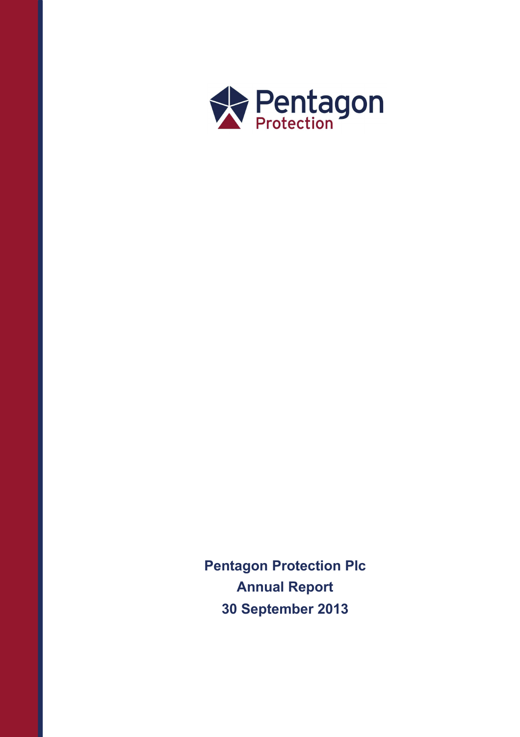Pentagon
Protection

**Pentagon Protection Plc**
**Annual Report**
**30 September 2013**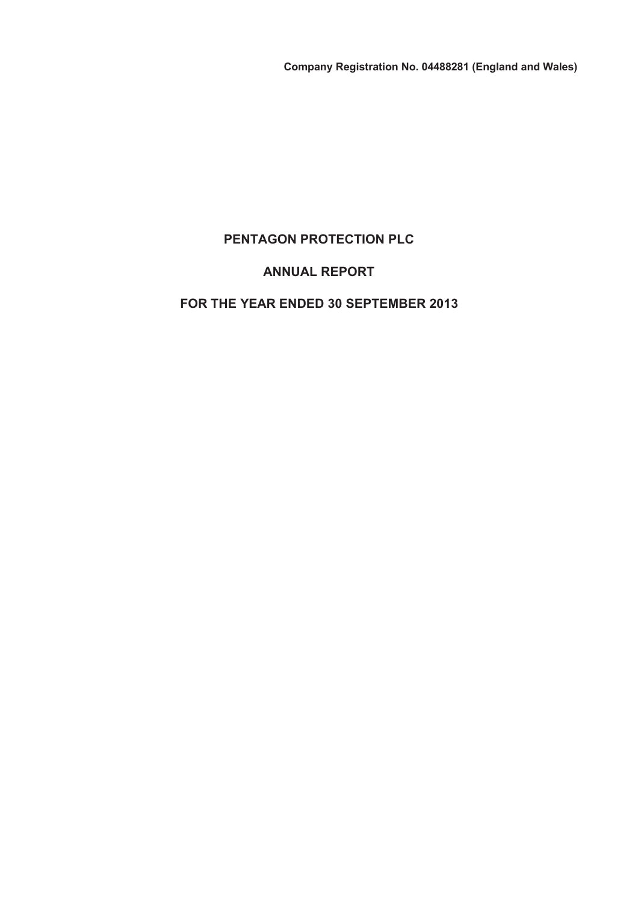**Company Registration No. 04488281 (England and Wales)**

# PENTAGON PROTECTION PLC

# ANNUAL REPORT

# FOR THE YEAR ENDED 30 SEPTEMBER 2013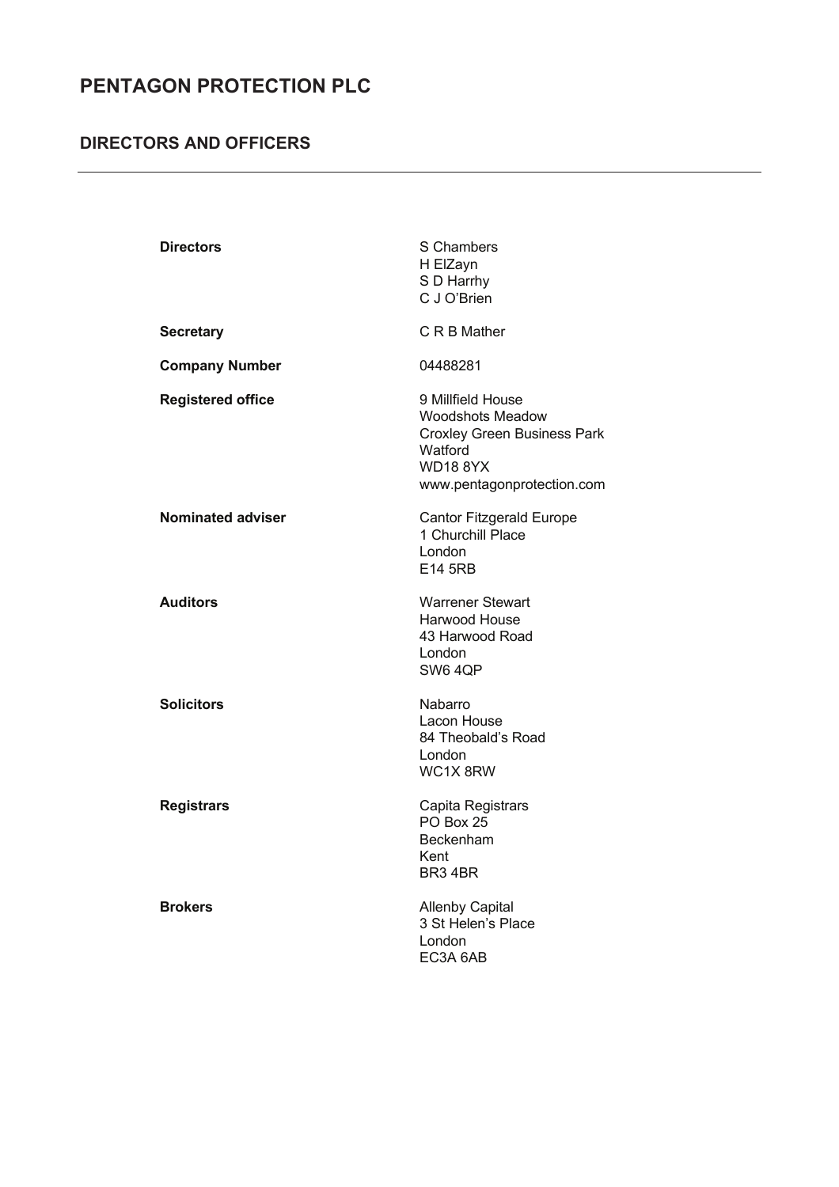# PENTAGON PROTECTION PLC

## DIRECTORS AND OFFICERS

| | |
|---|---|
| **Directors** | S Chambers<br>H ElZayn<br>S D Harrhy<br>C J O'Brien |
| **Secretary** | C R B Mather |
| **Company Number** | 04488281 |
| **Registered office** | 9 Millfield House<br>Woodshots Meadow<br>Croxley Green Business Park<br>Watford<br>WD18 8YX<br>www.pentagonprotection.com |
| **Nominated adviser** | Cantor Fitzgerald Europe<br>1 Churchill Place<br>London<br>E14 5RB |
| **Auditors** | Warrener Stewart<br>Harwood House<br>43 Harwood Road<br>London<br>SW6 4QP |
| **Solicitors** | Nabarro<br>Lacon House<br>84 Theobald's Road<br>London<br>WC1X 8RW |
| **Registrars** | Capita Registrars<br>PO Box 25<br>Beckenham<br>Kent<br>BR3 4BR |
| **Brokers** | Allenby Capital<br>3 St Helen's Place<br>London<br>EC3A 6AB |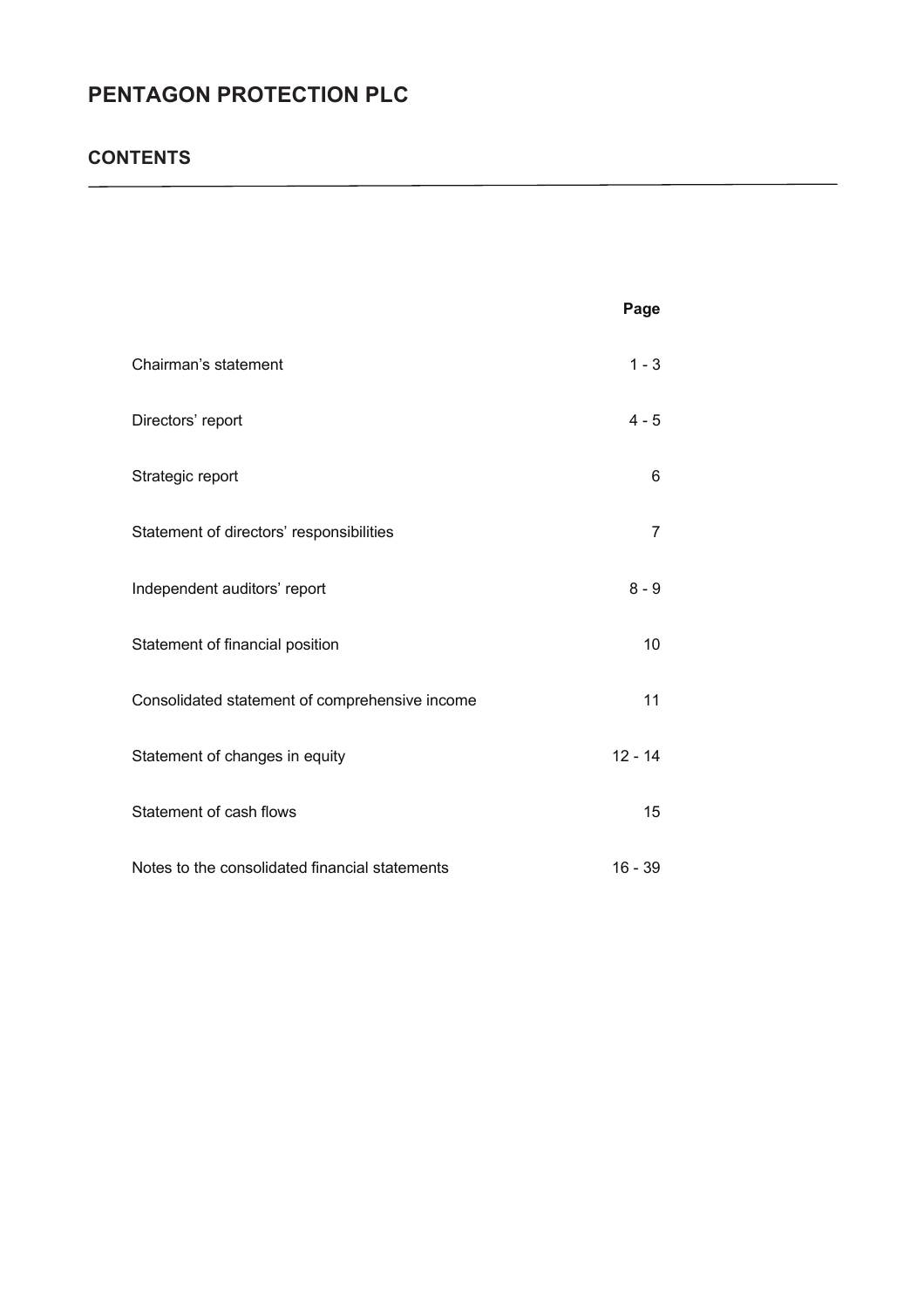# PENTAGON PROTECTION PLC

## CONTENTS

| | Page |
|---|---|
| Chairman's statement | 1 - 3 |
| Directors' report | 4 - 5 |
| Strategic report | 6 |
| Statement of directors' responsibilities | 7 |
| Independent auditors' report | 8 - 9 |
| Statement of financial position | 10 |
| Consolidated statement of comprehensive income | 11 |
| Statement of changes in equity | 12 - 14 |
| Statement of cash flows | 15 |
| Notes to the consolidated financial statements | 16 - 39 |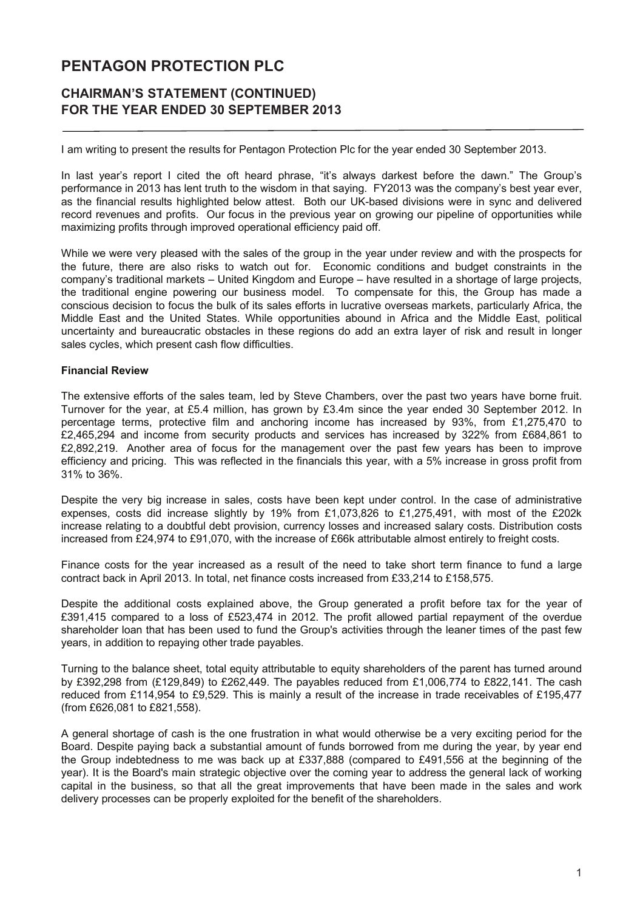# PENTAGON PROTECTION PLC

## CHAIRMAN'S STATEMENT (CONTINUED) FOR THE YEAR ENDED 30 SEPTEMBER 2013

I am writing to present the results for Pentagon Protection Plc for the year ended 30 September 2013.

In last year's report I cited the oft heard phrase, "it's always darkest before the dawn." The Group's performance in 2013 has lent truth to the wisdom in that saying. FY2013 was the company's best year ever, as the financial results highlighted below attest. Both our UK-based divisions were in sync and delivered record revenues and profits. Our focus in the previous year on growing our pipeline of opportunities while maximizing profits through improved operational efficiency paid off.

While we were very pleased with the sales of the group in the year under review and with the prospects for the future, there are also risks to watch out for. Economic conditions and budget constraints in the company's traditional markets – United Kingdom and Europe – have resulted in a shortage of large projects, the traditional engine powering our business model. To compensate for this, the Group has made a conscious decision to focus the bulk of its sales efforts in lucrative overseas markets, particularly Africa, the Middle East and the United States. While opportunities abound in Africa and the Middle East, political uncertainty and bureaucratic obstacles in these regions do add an extra layer of risk and result in longer sales cycles, which present cash flow difficulties.

**Financial Review**

The extensive efforts of the sales team, led by Steve Chambers, over the past two years have borne fruit. Turnover for the year, at £5.4 million, has grown by £3.4m since the year ended 30 September 2012. In percentage terms, protective film and anchoring income has increased by 93%, from £1,275,470 to £2,465,294 and income from security products and services has increased by 322% from £684,861 to £2,892,219. Another area of focus for the management over the past few years has been to improve efficiency and pricing. This was reflected in the financials this year, with a 5% increase in gross profit from 31% to 36%.

Despite the very big increase in sales, costs have been kept under control. In the case of administrative expenses, costs did increase slightly by 19% from £1,073,826 to £1,275,491, with most of the £202k increase relating to a doubtful debt provision, currency losses and increased salary costs. Distribution costs increased from £24,974 to £91,070, with the increase of £66k attributable almost entirely to freight costs.

Finance costs for the year increased as a result of the need to take short term finance to fund a large contract back in April 2013. In total, net finance costs increased from £33,214 to £158,575.

Despite the additional costs explained above, the Group generated a profit before tax for the year of £391,415 compared to a loss of £523,474 in 2012. The profit allowed partial repayment of the overdue shareholder loan that has been used to fund the Group's activities through the leaner times of the past few years, in addition to repaying other trade payables.

Turning to the balance sheet, total equity attributable to equity shareholders of the parent has turned around by £392,298 from (£129,849) to £262,449. The payables reduced from £1,006,774 to £822,141. The cash reduced from £114,954 to £9,529. This is mainly a result of the increase in trade receivables of £195,477 (from £626,081 to £821,558).

A general shortage of cash is the one frustration in what would otherwise be a very exciting period for the Board. Despite paying back a substantial amount of funds borrowed from me during the year, by year end the Group indebtedness to me was back up at £337,888 (compared to £491,556 at the beginning of the year). It is the Board's main strategic objective over the coming year to address the general lack of working capital in the business, so that all the great improvements that have been made in the sales and work delivery processes can be properly exploited for the benefit of the shareholders.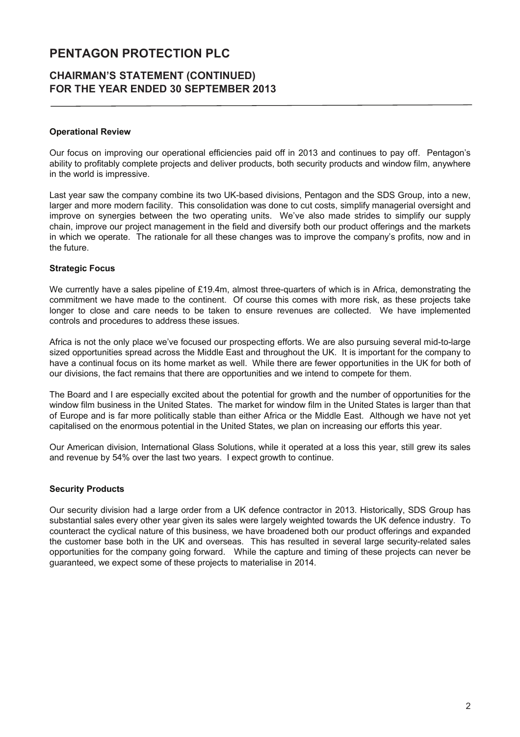# PENTAGON PROTECTION PLC

## CHAIRMAN'S STATEMENT (CONTINUED) FOR THE YEAR ENDED 30 SEPTEMBER 2013

**Operational Review**

Our focus on improving our operational efficiencies paid off in 2013 and continues to pay off. Pentagon's ability to profitably complete projects and deliver products, both security products and window film, anywhere in the world is impressive.

Last year saw the company combine its two UK-based divisions, Pentagon and the SDS Group, into a new, larger and more modern facility. This consolidation was done to cut costs, simplify managerial oversight and improve on synergies between the two operating units. We've also made strides to simplify our supply chain, improve our project management in the field and diversify both our product offerings and the markets in which we operate. The rationale for all these changes was to improve the company's profits, now and in the future.

**Strategic Focus**

We currently have a sales pipeline of £19.4m, almost three-quarters of which is in Africa, demonstrating the commitment we have made to the continent. Of course this comes with more risk, as these projects take longer to close and care needs to be taken to ensure revenues are collected. We have implemented controls and procedures to address these issues.

Africa is not the only place we've focused our prospecting efforts. We are also pursuing several mid-to-large sized opportunities spread across the Middle East and throughout the UK. It is important for the company to have a continual focus on its home market as well. While there are fewer opportunities in the UK for both of our divisions, the fact remains that there are opportunities and we intend to compete for them.

The Board and I are especially excited about the potential for growth and the number of opportunities for the window film business in the United States. The market for window film in the United States is larger than that of Europe and is far more politically stable than either Africa or the Middle East. Although we have not yet capitalised on the enormous potential in the United States, we plan on increasing our efforts this year.

Our American division, International Glass Solutions, while it operated at a loss this year, still grew its sales and revenue by 54% over the last two years. I expect growth to continue.

**Security Products**

Our security division had a large order from a UK defence contractor in 2013. Historically, SDS Group has substantial sales every other year given its sales were largely weighted towards the UK defence industry. To counteract the cyclical nature of this business, we have broadened both our product offerings and expanded the customer base both in the UK and overseas. This has resulted in several large security-related sales opportunities for the company going forward. While the capture and timing of these projects can never be guaranteed, we expect some of these projects to materialise in 2014.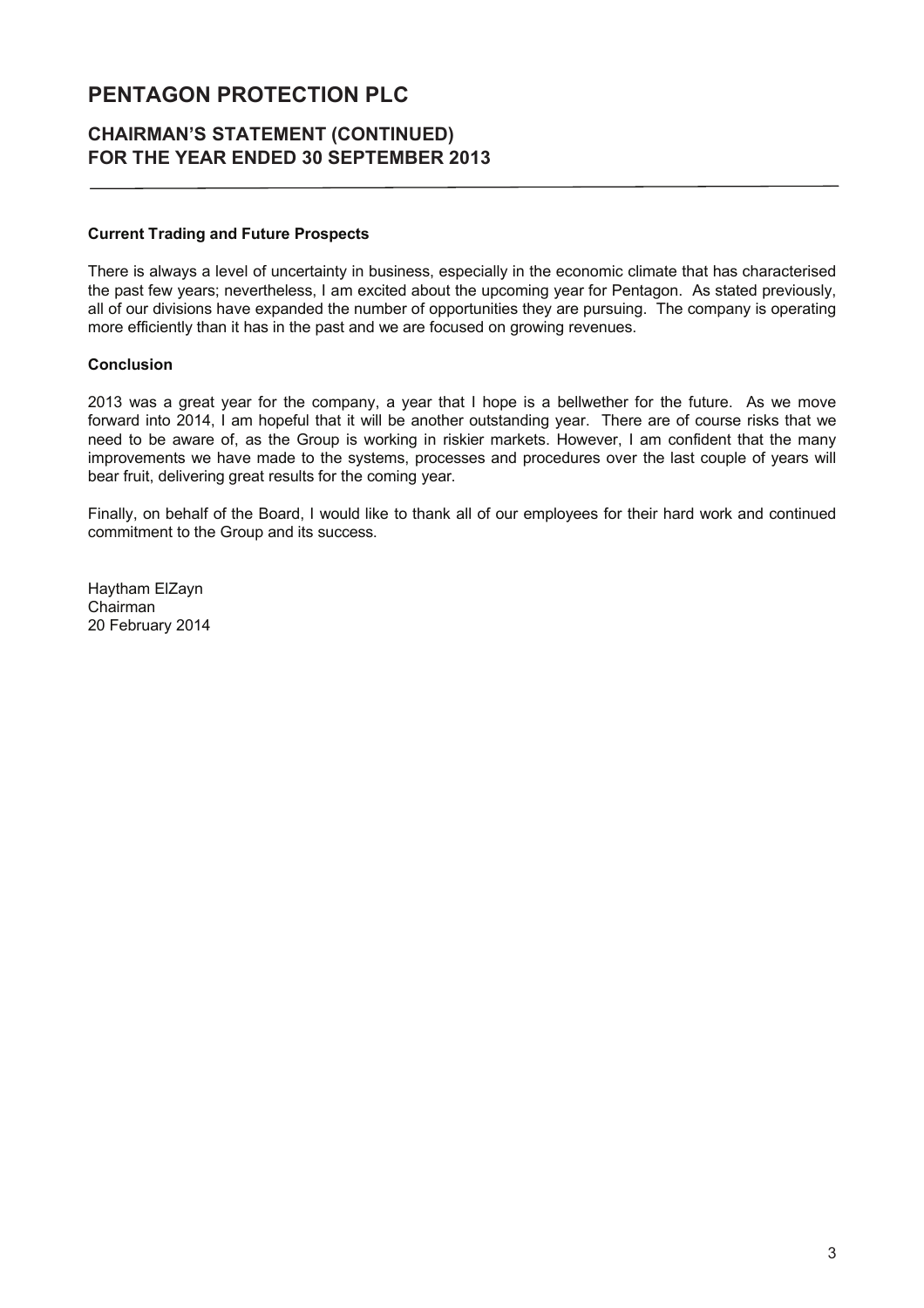# PENTAGON PROTECTION PLC

## CHAIRMAN'S STATEMENT (CONTINUED)
## FOR THE YEAR ENDED 30 SEPTEMBER 2013

**Current Trading and Future Prospects**

There is always a level of uncertainty in business, especially in the economic climate that has characterised the past few years; nevertheless, I am excited about the upcoming year for Pentagon. As stated previously, all of our divisions have expanded the number of opportunities they are pursuing. The company is operating more efficiently than it has in the past and we are focused on growing revenues.

**Conclusion**

2013 was a great year for the company, a year that I hope is a bellwether for the future. As we move forward into 2014, I am hopeful that it will be another outstanding year. There are of course risks that we need to be aware of, as the Group is working in riskier markets. However, I am confident that the many improvements we have made to the systems, processes and procedures over the last couple of years will bear fruit, delivering great results for the coming year.

Finally, on behalf of the Board, I would like to thank all of our employees for their hard work and continued commitment to the Group and its success.

Haytham ElZayn
Chairman
20 February 2014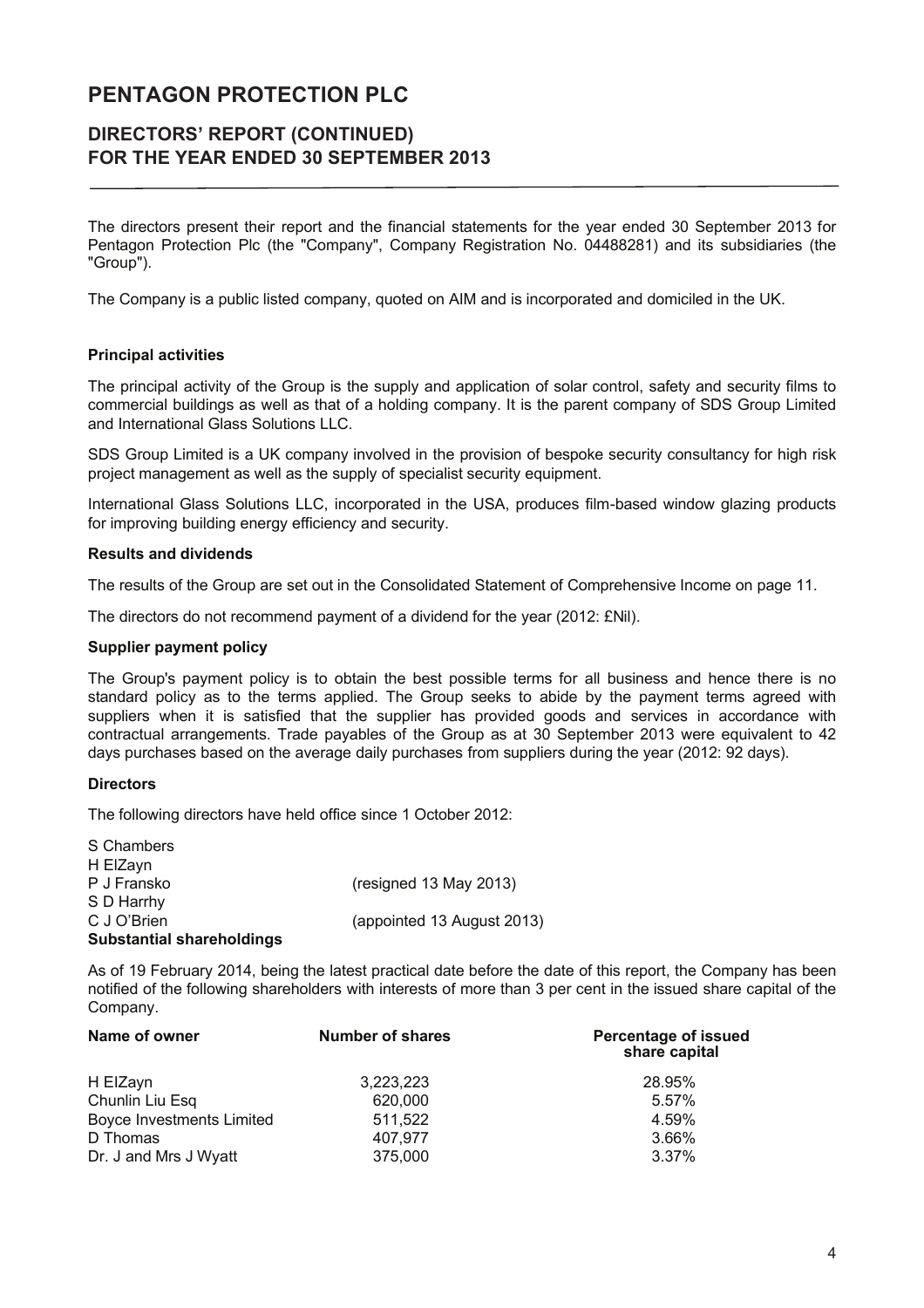# PENTAGON PROTECTION PLC

## DIRECTORS' REPORT (CONTINUED)
## FOR THE YEAR ENDED 30 SEPTEMBER 2013

The directors present their report and the financial statements for the year ended 30 September 2013 for Pentagon Protection Plc (the "Company", Company Registration No. 04488281) and its subsidiaries (the "Group").

The Company is a public listed company, quoted on AIM and is incorporated and domiciled in the UK.

### Principal activities

The principal activity of the Group is the supply and application of solar control, safety and security films to commercial buildings as well as that of a holding company. It is the parent company of SDS Group Limited and International Glass Solutions LLC.

SDS Group Limited is a UK company involved in the provision of bespoke security consultancy for high risk project management as well as the supply of specialist security equipment.

International Glass Solutions LLC, incorporated in the USA, produces film-based window glazing products for improving building energy efficiency and security.

### Results and dividends

The results of the Group are set out in the Consolidated Statement of Comprehensive Income on page 11.

The directors do not recommend payment of a dividend for the year (2012: £Nil).

### Supplier payment policy

The Group's payment policy is to obtain the best possible terms for all business and hence there is no standard policy as to the terms applied. The Group seeks to abide by the payment terms agreed with suppliers when it is satisfied that the supplier has provided goods and services in accordance with contractual arrangements. Trade payables of the Group as at 30 September 2013 were equivalent to 42 days purchases based on the average daily purchases from suppliers during the year (2012: 92 days).

### Directors

The following directors have held office since 1 October 2012:

| | |
|---|---|
| S Chambers | |
| H ElZayn | |
| P J Fransko | (resigned 13 May 2013) |
| S D Harrhy | |
| C J O'Brien | (appointed 13 August 2013) |

### Substantial shareholdings

As of 19 February 2014, being the latest practical date before the date of this report, the Company has been notified of the following shareholders with interests of more than 3 per cent in the issued share capital of the Company.

| Name of owner | Number of shares | Percentage of issued share capital |
|---|---|---|
| H ElZayn | 3,223,223 | 28.95% |
| Chunlin Liu Esq | 620,000 | 5.57% |
| Boyce Investments Limited | 511,522 | 4.59% |
| D Thomas | 407,977 | 3.66% |
| Dr. J and Mrs J Wyatt | 375,000 | 3.37% |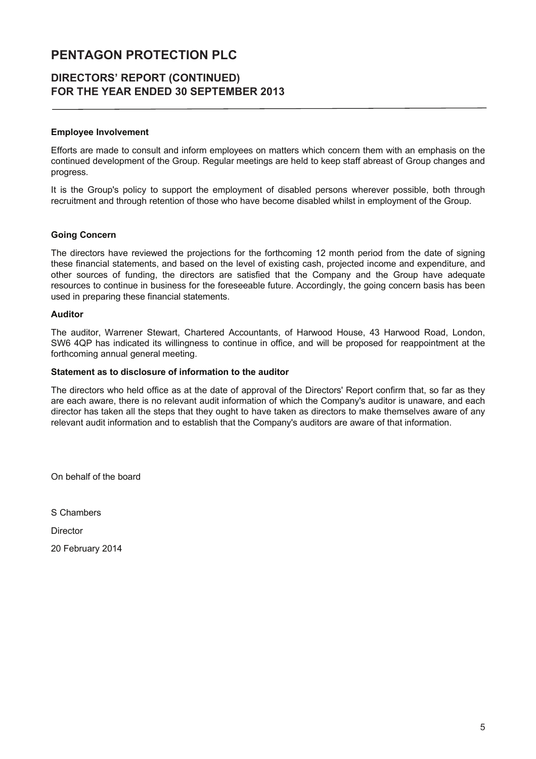# PENTAGON PROTECTION PLC

## DIRECTORS' REPORT (CONTINUED)
## FOR THE YEAR ENDED 30 SEPTEMBER 2013

**Employee Involvement**

Efforts are made to consult and inform employees on matters which concern them with an emphasis on the continued development of the Group. Regular meetings are held to keep staff abreast of Group changes and progress.

It is the Group's policy to support the employment of disabled persons wherever possible, both through recruitment and through retention of those who have become disabled whilst in employment of the Group.

**Going Concern**

The directors have reviewed the projections for the forthcoming 12 month period from the date of signing these financial statements, and based on the level of existing cash, projected income and expenditure, and other sources of funding, the directors are satisfied that the Company and the Group have adequate resources to continue in business for the foreseeable future. Accordingly, the going concern basis has been used in preparing these financial statements.

**Auditor**

The auditor, Warrener Stewart, Chartered Accountants, of Harwood House, 43 Harwood Road, London, SW6 4QP has indicated its willingness to continue in office, and will be proposed for reappointment at the forthcoming annual general meeting.

**Statement as to disclosure of information to the auditor**

The directors who held office as at the date of approval of the Directors' Report confirm that, so far as they are each aware, there is no relevant audit information of which the Company's auditor is unaware, and each director has taken all the steps that they ought to have taken as directors to make themselves aware of any relevant audit information and to establish that the Company's auditors are aware of that information.

On behalf of the board

S Chambers

Director

20 February 2014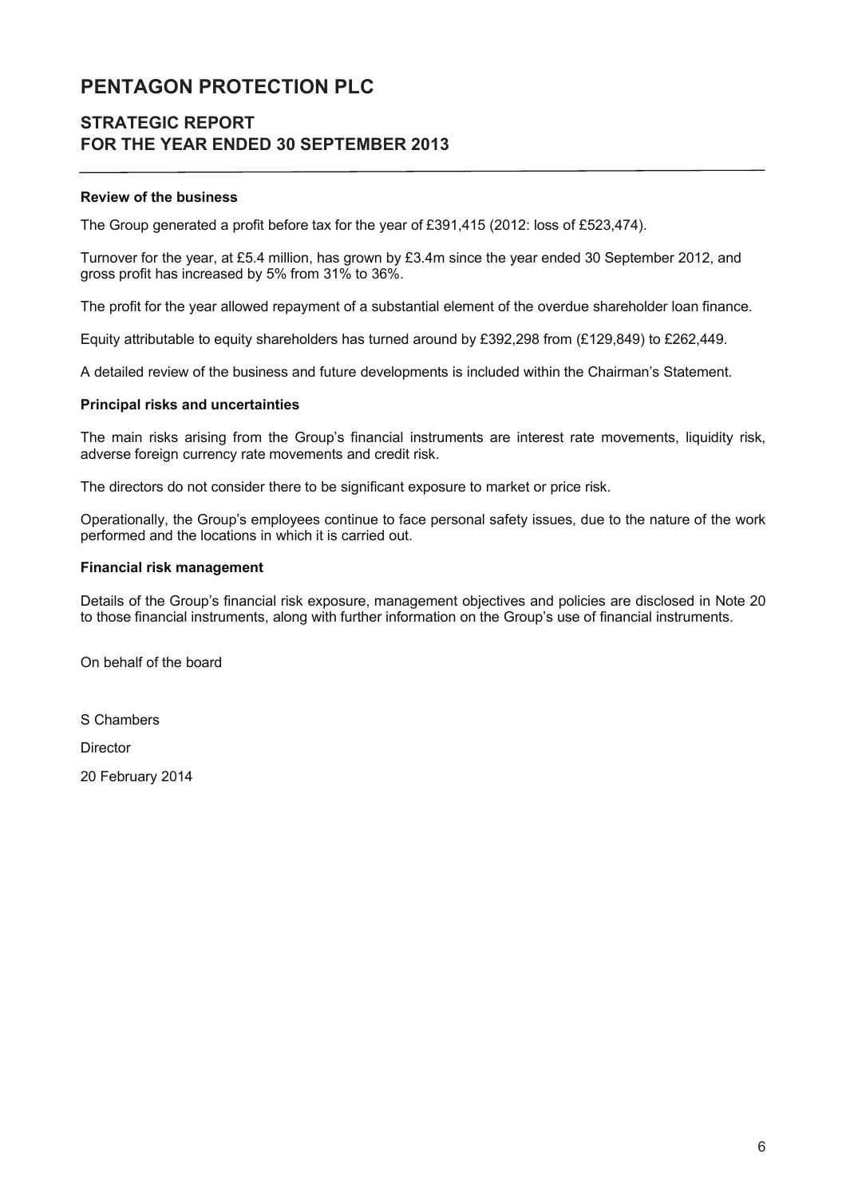# PENTAGON PROTECTION PLC

## STRATEGIC REPORT
## FOR THE YEAR ENDED 30 SEPTEMBER 2013

### Review of the business

The Group generated a profit before tax for the year of £391,415 (2012: loss of £523,474).

Turnover for the year, at £5.4 million, has grown by £3.4m since the year ended 30 September 2012, and gross profit has increased by 5% from 31% to 36%.

The profit for the year allowed repayment of a substantial element of the overdue shareholder loan finance.

Equity attributable to equity shareholders has turned around by £392,298 from (£129,849) to £262,449.

A detailed review of the business and future developments is included within the Chairman's Statement.

### Principal risks and uncertainties

The main risks arising from the Group's financial instruments are interest rate movements, liquidity risk, adverse foreign currency rate movements and credit risk.

The directors do not consider there to be significant exposure to market or price risk.

Operationally, the Group's employees continue to face personal safety issues, due to the nature of the work performed and the locations in which it is carried out.

### Financial risk management

Details of the Group's financial risk exposure, management objectives and policies are disclosed in Note 20 to those financial instruments, along with further information on the Group's use of financial instruments.

On behalf of the board

S Chambers

Director

20 February 2014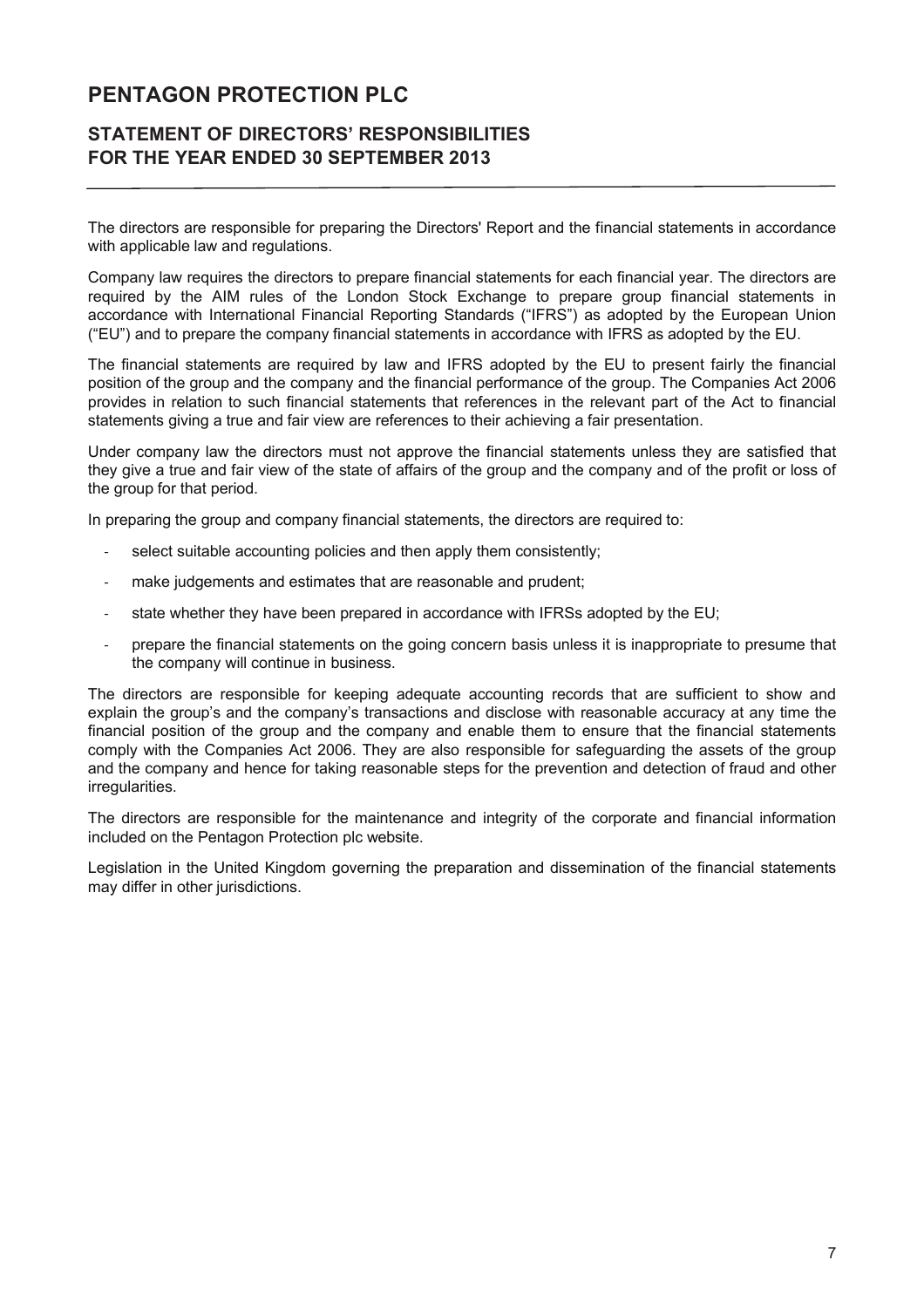# PENTAGON PROTECTION PLC

## STATEMENT OF DIRECTORS' RESPONSIBILITIES FOR THE YEAR ENDED 30 SEPTEMBER 2013

The directors are responsible for preparing the Directors' Report and the financial statements in accordance with applicable law and regulations.

Company law requires the directors to prepare financial statements for each financial year. The directors are required by the AIM rules of the London Stock Exchange to prepare group financial statements in accordance with International Financial Reporting Standards ("IFRS") as adopted by the European Union ("EU") and to prepare the company financial statements in accordance with IFRS as adopted by the EU.

The financial statements are required by law and IFRS adopted by the EU to present fairly the financial position of the group and the company and the financial performance of the group. The Companies Act 2006 provides in relation to such financial statements that references in the relevant part of the Act to financial statements giving a true and fair view are references to their achieving a fair presentation.

Under company law the directors must not approve the financial statements unless they are satisfied that they give a true and fair view of the state of affairs of the group and the company and of the profit or loss of the group for that period.

In preparing the group and company financial statements, the directors are required to:

- select suitable accounting policies and then apply them consistently;
- make judgements and estimates that are reasonable and prudent;
- state whether they have been prepared in accordance with IFRSs adopted by the EU;
- prepare the financial statements on the going concern basis unless it is inappropriate to presume that the company will continue in business.

The directors are responsible for keeping adequate accounting records that are sufficient to show and explain the group's and the company's transactions and disclose with reasonable accuracy at any time the financial position of the group and the company and enable them to ensure that the financial statements comply with the Companies Act 2006. They are also responsible for safeguarding the assets of the group and the company and hence for taking reasonable steps for the prevention and detection of fraud and other irregularities.

The directors are responsible for the maintenance and integrity of the corporate and financial information included on the Pentagon Protection plc website.

Legislation in the United Kingdom governing the preparation and dissemination of the financial statements may differ in other jurisdictions.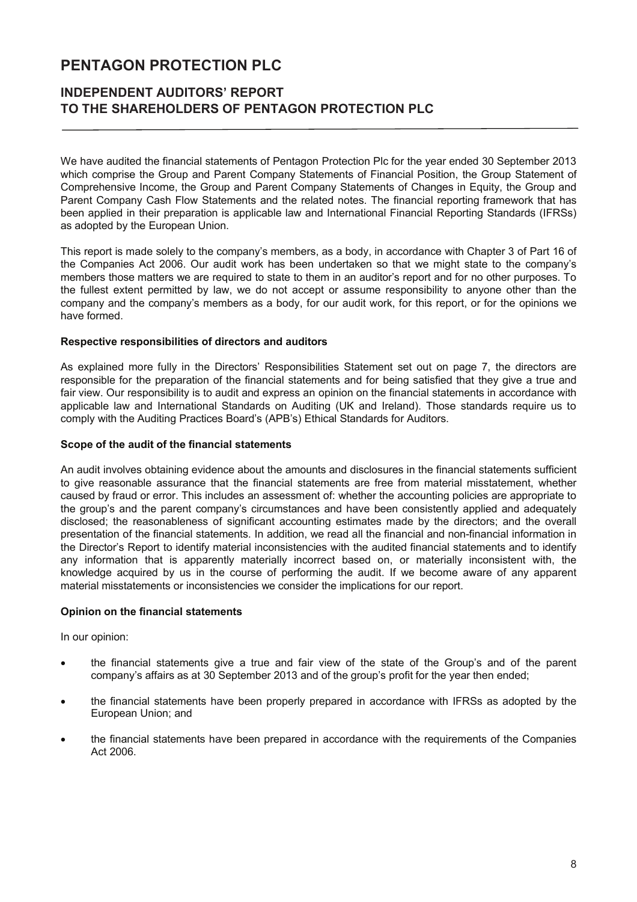# PENTAGON PROTECTION PLC

## INDEPENDENT AUDITORS' REPORT TO THE SHAREHOLDERS OF PENTAGON PROTECTION PLC

We have audited the financial statements of Pentagon Protection Plc for the year ended 30 September 2013 which comprise the Group and Parent Company Statements of Financial Position, the Group Statement of Comprehensive Income, the Group and Parent Company Statements of Changes in Equity, the Group and Parent Company Cash Flow Statements and the related notes. The financial reporting framework that has been applied in their preparation is applicable law and International Financial Reporting Standards (IFRSs) as adopted by the European Union.

This report is made solely to the company's members, as a body, in accordance with Chapter 3 of Part 16 of the Companies Act 2006. Our audit work has been undertaken so that we might state to the company's members those matters we are required to state to them in an auditor's report and for no other purposes. To the fullest extent permitted by law, we do not accept or assume responsibility to anyone other than the company and the company's members as a body, for our audit work, for this report, or for the opinions we have formed.

**Respective responsibilities of directors and auditors**

As explained more fully in the Directors' Responsibilities Statement set out on page 7, the directors are responsible for the preparation of the financial statements and for being satisfied that they give a true and fair view. Our responsibility is to audit and express an opinion on the financial statements in accordance with applicable law and International Standards on Auditing (UK and Ireland). Those standards require us to comply with the Auditing Practices Board's (APB's) Ethical Standards for Auditors.

**Scope of the audit of the financial statements**

An audit involves obtaining evidence about the amounts and disclosures in the financial statements sufficient to give reasonable assurance that the financial statements are free from material misstatement, whether caused by fraud or error. This includes an assessment of: whether the accounting policies are appropriate to the group's and the parent company's circumstances and have been consistently applied and adequately disclosed; the reasonableness of significant accounting estimates made by the directors; and the overall presentation of the financial statements. In addition, we read all the financial and non-financial information in the Director's Report to identify material inconsistencies with the audited financial statements and to identify any information that is apparently materially incorrect based on, or materially inconsistent with, the knowledge acquired by us in the course of performing the audit. If we become aware of any apparent material misstatements or inconsistencies we consider the implications for our report.

**Opinion on the financial statements**

In our opinion:

- the financial statements give a true and fair view of the state of the Group's and of the parent company's affairs as at 30 September 2013 and of the group's profit for the year then ended;
- the financial statements have been properly prepared in accordance with IFRSs as adopted by the European Union; and
- the financial statements have been prepared in accordance with the requirements of the Companies Act 2006.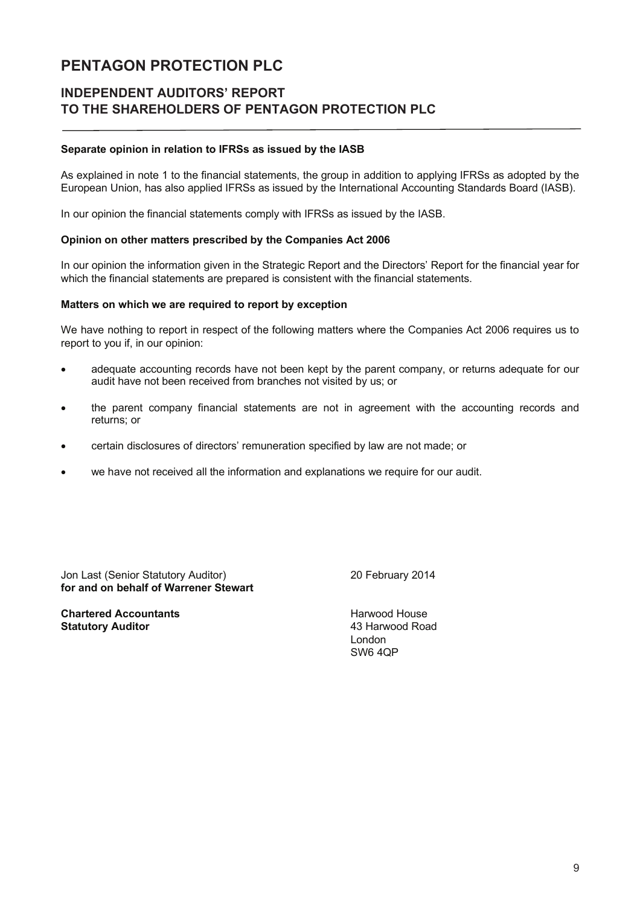# PENTAGON PROTECTION PLC

## INDEPENDENT AUDITORS' REPORT TO THE SHAREHOLDERS OF PENTAGON PROTECTION PLC

**Separate opinion in relation to IFRSs as issued by the IASB**

As explained in note 1 to the financial statements, the group in addition to applying IFRSs as adopted by the European Union, has also applied IFRSs as issued by the International Accounting Standards Board (IASB).

In our opinion the financial statements comply with IFRSs as issued by the IASB.

**Opinion on other matters prescribed by the Companies Act 2006**

In our opinion the information given in the Strategic Report and the Directors' Report for the financial year for which the financial statements are prepared is consistent with the financial statements.

**Matters on which we are required to report by exception**

We have nothing to report in respect of the following matters where the Companies Act 2006 requires us to report to you if, in our opinion:

- adequate accounting records have not been kept by the parent company, or returns adequate for our audit have not been received from branches not visited by us; or
- the parent company financial statements are not in agreement with the accounting records and returns; or
- certain disclosures of directors' remuneration specified by law are not made; or
- we have not received all the information and explanations we require for our audit.

Jon Last (Senior Statutory Auditor)
**for and on behalf of Warrener Stewart**

20 February 2014

**Chartered Accountants**
**Statutory Auditor**

Harwood House
43 Harwood Road
London
SW6 4QP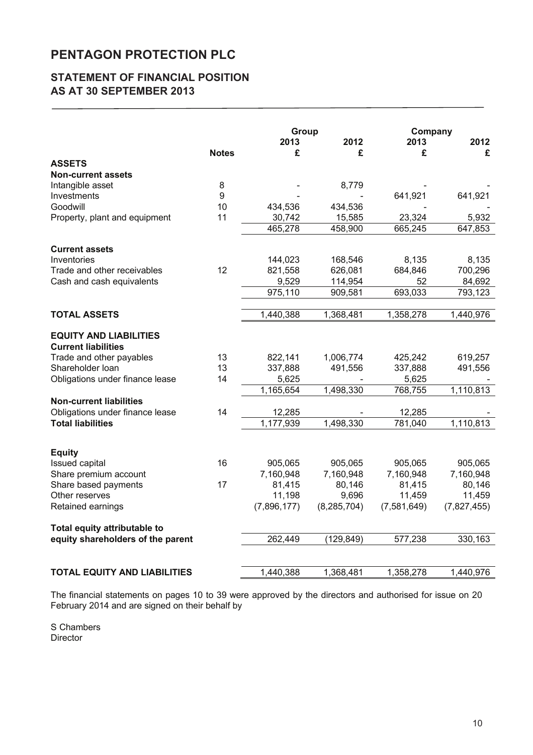# PENTAGON PROTECTION PLC

## STATEMENT OF FINANCIAL POSITION
## AS AT 30 SEPTEMBER 2013

| | | Group | | Company | |
|---|---|---|---|---|---|
| | | 2013 | 2012 | 2013 | 2012 |
| | Notes | £ | £ | £ | £ |
| **ASSETS** | | | | | |
| **Non-current assets** | | | | | |
| Intangible asset | 8 | - | 8,779 | - | - |
| Investments | 9 | - | - | 641,921 | 641,921 |
| Goodwill | 10 | 434,536 | 434,536 | - | - |
| Property, plant and equipment | 11 | 30,742 | 15,585 | 23,324 | 5,932 |
| | | 465,278 | 458,900 | 665,245 | 647,853 |
| **Current assets** | | | | | |
| Inventories | | 144,023 | 168,546 | 8,135 | 8,135 |
| Trade and other receivables | 12 | 821,558 | 626,081 | 684,846 | 700,296 |
| Cash and cash equivalents | | 9,529 | 114,954 | 52 | 84,692 |
| | | 975,110 | 909,581 | 693,033 | 793,123 |
| **TOTAL ASSETS** | | 1,440,388 | 1,368,481 | 1,358,278 | 1,440,976 |
| **EQUITY AND LIABILITIES** | | | | | |
| **Current liabilities** | | | | | |
| Trade and other payables | 13 | 822,141 | 1,006,774 | 425,242 | 619,257 |
| Shareholder loan | 13 | 337,888 | 491,556 | 337,888 | 491,556 |
| Obligations under finance lease | 14 | 5,625 | - | 5,625 | - |
| | | 1,165,654 | 1,498,330 | 768,755 | 1,110,813 |
| **Non-current liabilities** | | | | | |
| Obligations under finance lease | 14 | 12,285 | - | 12,285 | - |
| **Total liabilities** | | 1,177,939 | 1,498,330 | 781,040 | 1,110,813 |
| **Equity** | | | | | |
| Issued capital | 16 | 905,065 | 905,065 | 905,065 | 905,065 |
| Share premium account | | 7,160,948 | 7,160,948 | 7,160,948 | 7,160,948 |
| Share based payments | 17 | 81,415 | 80,146 | 81,415 | 80,146 |
| Other reserves | | 11,198 | 9,696 | 11,459 | 11,459 |
| Retained earnings | | (7,896,177) | (8,285,704) | (7,581,649) | (7,827,455) |
| **Total equity attributable to equity shareholders of the parent** | | 262,449 | (129,849) | 577,238 | 330,163 |
| **TOTAL EQUITY AND LIABILITIES** | | 1,440,388 | 1,368,481 | 1,358,278 | 1,440,976 |

The financial statements on pages 10 to 39 were approved by the directors and authorised for issue on 20 February 2014 and are signed on their behalf by

S Chambers
Director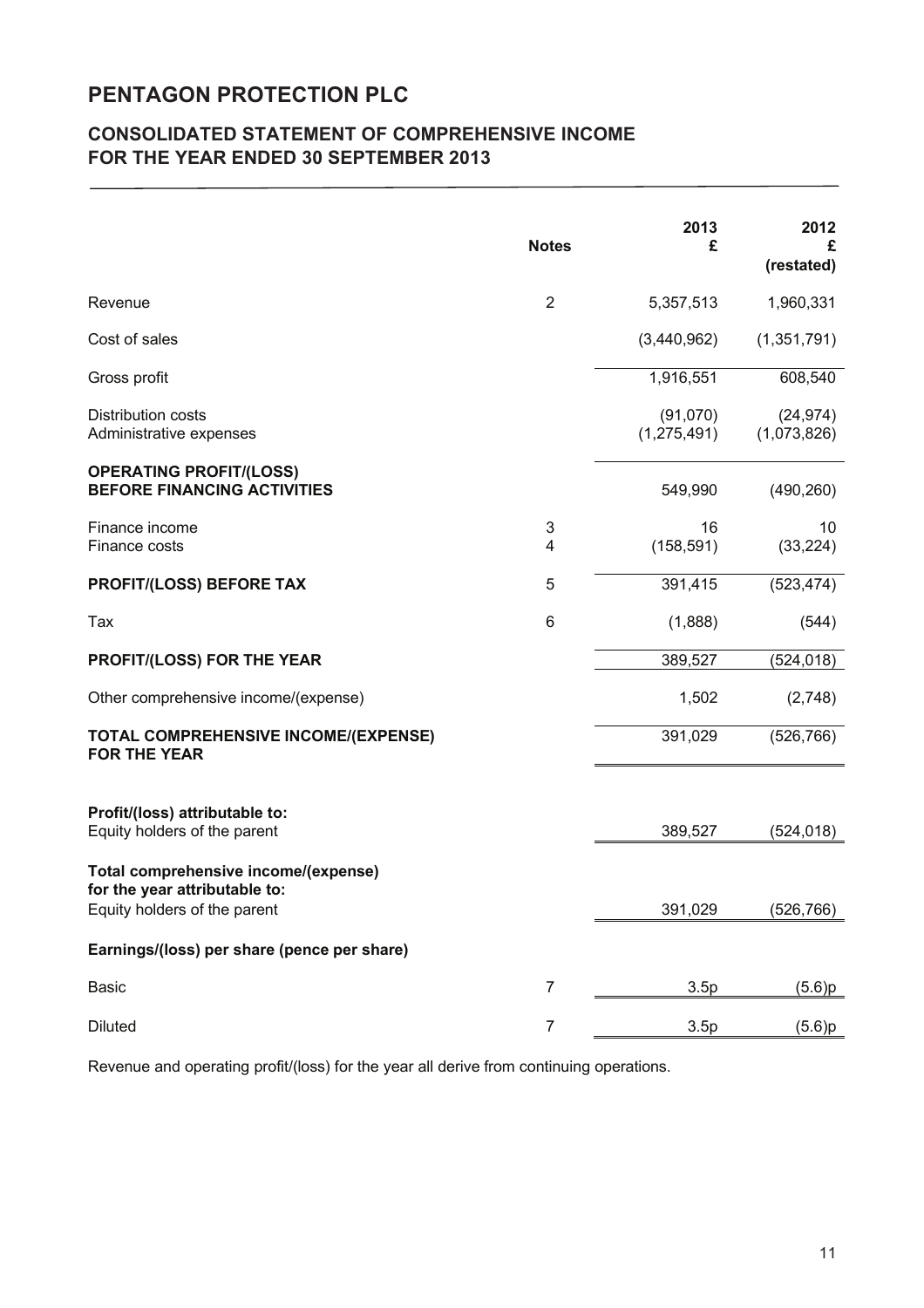# PENTAGON PROTECTION PLC

## CONSOLIDATED STATEMENT OF COMPREHENSIVE INCOME FOR THE YEAR ENDED 30 SEPTEMBER 2013

| | Notes | 2013 £ | 2012 £ (restated) |
|---|---|---|---|
| Revenue | 2 | 5,357,513 | 1,960,331 |
| Cost of sales | | (3,440,962) | (1,351,791) |
| Gross profit | | 1,916,551 | 608,540 |
| Distribution costs | | (91,070) | (24,974) |
| Administrative expenses | | (1,275,491) | (1,073,826) |
| **OPERATING PROFIT/(LOSS) BEFORE FINANCING ACTIVITIES** | | 549,990 | (490,260) |
| Finance income | 3 | 16 | 10 |
| Finance costs | 4 | (158,591) | (33,224) |
| **PROFIT/(LOSS) BEFORE TAX** | 5 | 391,415 | (523,474) |
| Tax | 6 | (1,888) | (544) |
| **PROFIT/(LOSS) FOR THE YEAR** | | 389,527 | (524,018) |
| Other comprehensive income/(expense) | | 1,502 | (2,748) |
| **TOTAL COMPREHENSIVE INCOME/(EXPENSE) FOR THE YEAR** | | 391,029 | (526,766) |
| **Profit/(loss) attributable to:** | | | |
| Equity holders of the parent | | 389,527 | (524,018) |
| **Total comprehensive income/(expense) for the year attributable to:** | | | |
| Equity holders of the parent | | 391,029 | (526,766) |
| **Earnings/(loss) per share (pence per share)** | | | |
| Basic | 7 | 3.5p | (5.6)p |
| Diluted | 7 | 3.5p | (5.6)p |

Revenue and operating profit/(loss) for the year all derive from continuing operations.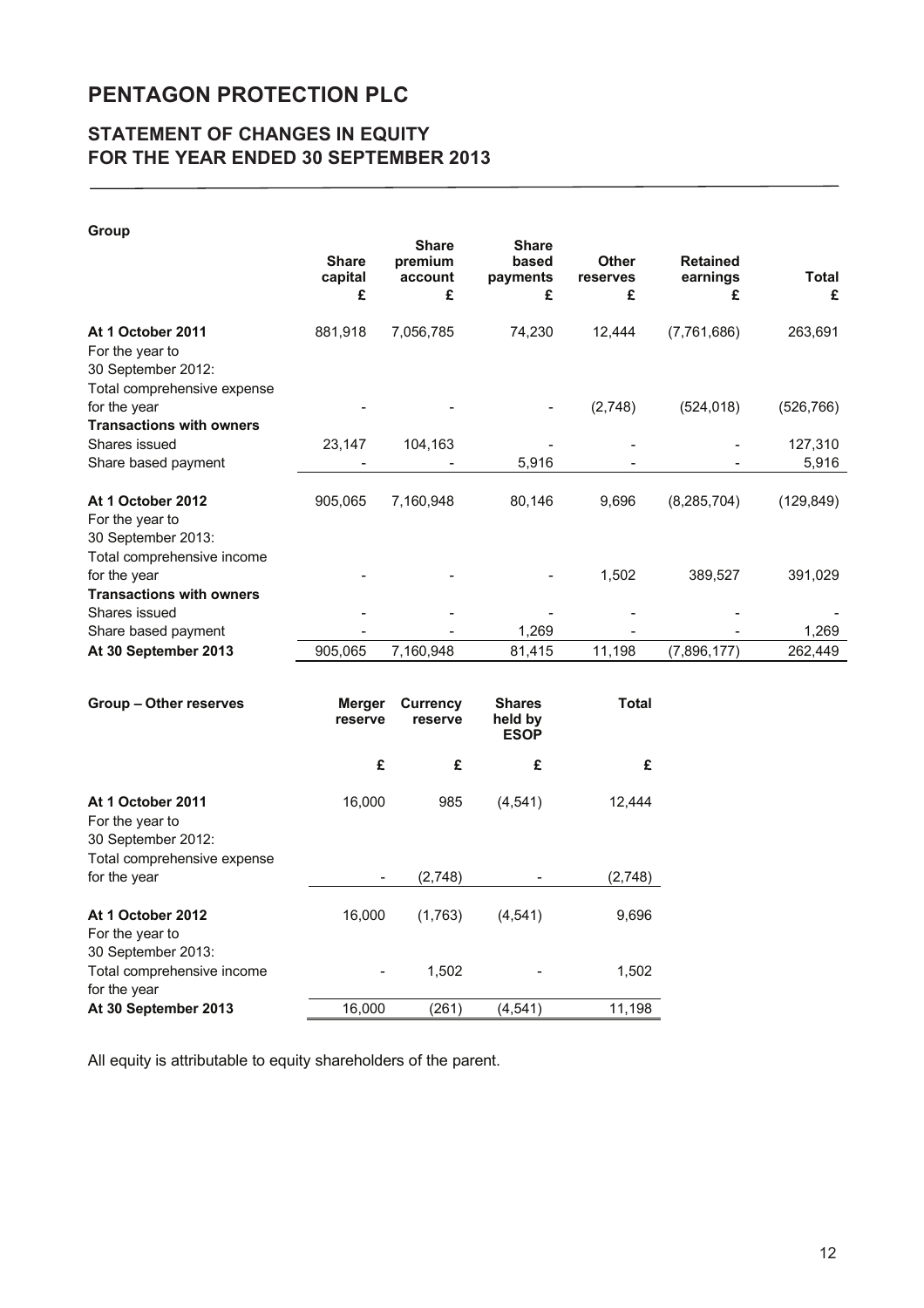# PENTAGON PROTECTION PLC

## STATEMENT OF CHANGES IN EQUITY FOR THE YEAR ENDED 30 SEPTEMBER 2013

**Group**

| | Share capital £ | Share premium account £ | Share based payments £ | Other reserves £ | Retained earnings £ | Total £ |
|---|---|---|---|---|---|---|
| **At 1 October 2011** | 881,918 | 7,056,785 | 74,230 | 12,444 | (7,761,686) | 263,691 |
| For the year to 30 September 2012: | | | | | | |
| Total comprehensive expense for the year | - | - | - | (2,748) | (524,018) | (526,766) |
| **Transactions with owners** | | | | | | |
| Shares issued | 23,147 | 104,163 | - | - | - | 127,310 |
| Share based payment | - | - | 5,916 | - | - | 5,916 |
| **At 1 October 2012** | 905,065 | 7,160,948 | 80,146 | 9,696 | (8,285,704) | (129,849) |
| For the year to 30 September 2013: | | | | | | |
| Total comprehensive income for the year | - | - | - | 1,502 | 389,527 | 391,029 |
| **Transactions with owners** | | | | | | |
| Shares issued | - | - | - | - | - | - |
| Share based payment | - | - | 1,269 | - | - | 1,269 |
| **At 30 September 2013** | 905,065 | 7,160,948 | 81,415 | 11,198 | (7,896,177) | 262,449 |

| **Group – Other reserves** | Merger reserve £ | Currency reserve £ | Shares held by ESOP £ | Total £ |
|---|---|---|---|---|
| **At 1 October 2011** | 16,000 | 985 | (4,541) | 12,444 |
| For the year to 30 September 2012: | | | | |
| Total comprehensive expense for the year | - | (2,748) | - | (2,748) |
| **At 1 October 2012** | 16,000 | (1,763) | (4,541) | 9,696 |
| For the year to 30 September 2013: | | | | |
| Total comprehensive income for the year | - | 1,502 | - | 1,502 |
| **At 30 September 2013** | 16,000 | (261) | (4,541) | 11,198 |

All equity is attributable to equity shareholders of the parent.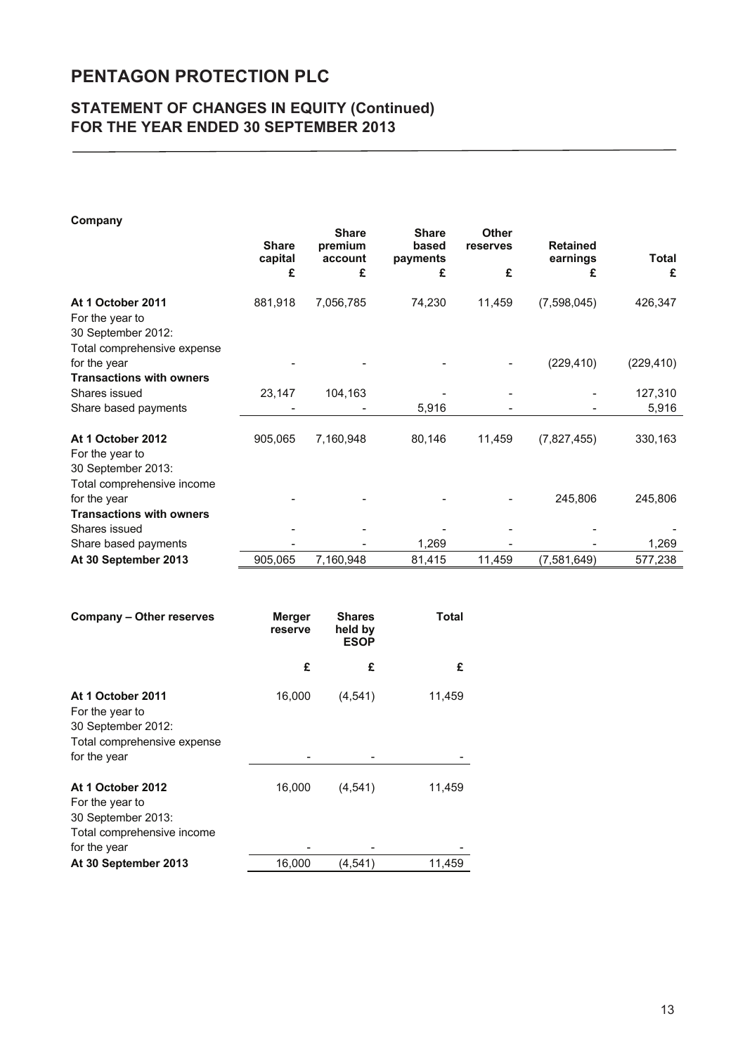# PENTAGON PROTECTION PLC

## STATEMENT OF CHANGES IN EQUITY (Continued) FOR THE YEAR ENDED 30 SEPTEMBER 2013

**Company**

| | Share capital | Share premium account | Share based payments | Other reserves | Retained earnings | Total |
|---|---|---|---|---|---|---|
| | £ | £ | £ | £ | £ | £ |
| **At 1 October 2011** | 881,918 | 7,056,785 | 74,230 | 11,459 | (7,598,045) | 426,347 |
| For the year to 30 September 2012: | | | | | | |
| Total comprehensive expense for the year | - | - | - | - | (229,410) | (229,410) |
| **Transactions with owners** | | | | | | |
| Shares issued | 23,147 | 104,163 | - | - | - | 127,310 |
| Share based payments | - | - | 5,916 | - | - | 5,916 |
| **At 1 October 2012** | 905,065 | 7,160,948 | 80,146 | 11,459 | (7,827,455) | 330,163 |
| For the year to 30 September 2013: | | | | | | |
| Total comprehensive income for the year | - | - | - | - | 245,806 | 245,806 |
| **Transactions with owners** | | | | | | |
| Shares issued | - | - | - | - | - | - |
| Share based payments | - | - | 1,269 | - | - | 1,269 |
| **At 30 September 2013** | 905,065 | 7,160,948 | 81,415 | 11,459 | (7,581,649) | 577,238 |

| **Company – Other reserves** | Merger reserve | Shares held by ESOP | Total |
|---|---|---|---|
| | £ | £ | £ |
| **At 1 October 2011** | 16,000 | (4,541) | 11,459 |
| For the year to 30 September 2012: | | | |
| Total comprehensive expense for the year | - | - | - |
| **At 1 October 2012** | 16,000 | (4,541) | 11,459 |
| For the year to 30 September 2013: | | | |
| Total comprehensive income for the year | - | - | - |
| **At 30 September 2013** | 16,000 | (4,541) | 11,459 |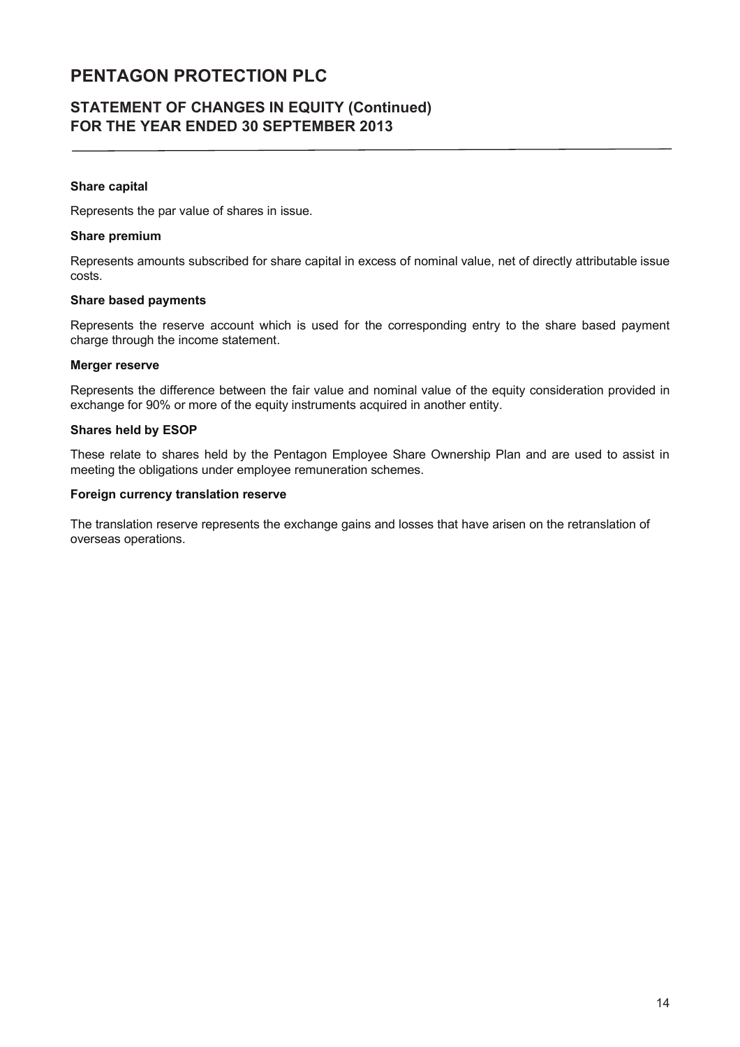# PENTAGON PROTECTION PLC

## STATEMENT OF CHANGES IN EQUITY (Continued) FOR THE YEAR ENDED 30 SEPTEMBER 2013

**Share capital**

Represents the par value of shares in issue.

**Share premium**

Represents amounts subscribed for share capital in excess of nominal value, net of directly attributable issue costs.

**Share based payments**

Represents the reserve account which is used for the corresponding entry to the share based payment charge through the income statement.

**Merger reserve**

Represents the difference between the fair value and nominal value of the equity consideration provided in exchange for 90% or more of the equity instruments acquired in another entity.

**Shares held by ESOP**

These relate to shares held by the Pentagon Employee Share Ownership Plan and are used to assist in meeting the obligations under employee remuneration schemes.

**Foreign currency translation reserve**

The translation reserve represents the exchange gains and losses that have arisen on the retranslation of overseas operations.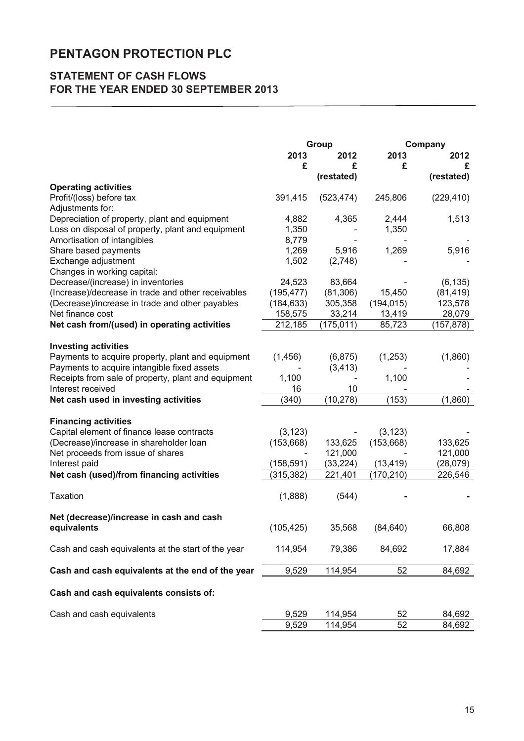# PENTAGON PROTECTION PLC

## STATEMENT OF CASH FLOWS
## FOR THE YEAR ENDED 30 SEPTEMBER 2013

| | Group | | Company | |
|---|---|---|---|---|
| | 2013 | 2012 | 2013 | 2012 |
| | £ | £ | £ | £ |
| | | (restated) | | (restated) |
| **Operating activities** | | | | |
| Profit/(loss) before tax | 391,415 | (523,474) | 245,806 | (229,410) |
| Adjustments for: | | | | |
| Depreciation of property, plant and equipment | 4,882 | 4,365 | 2,444 | 1,513 |
| Loss on disposal of property, plant and equipment | 1,350 | - | 1,350 | |
| Amortisation of intangibles | 8,779 | - | - | - |
| Share based payments | 1,269 | 5,916 | 1,269 | 5,916 |
| Exchange adjustment | 1,502 | (2,748) | - | - |
| Changes in working capital: | | | | |
| Decrease/(increase) in inventories | 24,523 | 83,664 | - | (6,135) |
| (Increase)/decrease in trade and other receivables | (195,477) | (81,306) | 15,450 | (81,419) |
| (Decrease)/increase in trade and other payables | (184,633) | 305,358 | (194,015) | 123,578 |
| Net finance cost | 158,575 | 33,214 | 13,419 | 28,079 |
| **Net cash from/(used) in operating activities** | 212,185 | (175,011) | 85,723 | (157,878) |
| | | | | |
| **Investing activities** | | | | |
| Payments to acquire property, plant and equipment | (1,456) | (6,875) | (1,253) | (1,860) |
| Payments to acquire intangible fixed assets | - | (3,413) | - | - |
| Receipts from sale of property, plant and equipment | 1,100 | - | 1,100 | - |
| Interest received | 16 | 10 | - | - |
| **Net cash used in investing activities** | (340) | (10,278) | (153) | (1,860) |
| | | | | |
| **Financing activities** | | | | |
| Capital element of finance lease contracts | (3,123) | - | (3,123) | - |
| (Decrease)/increase in shareholder loan | (153,668) | 133,625 | (153,668) | 133,625 |
| Net proceeds from issue of shares | - | 121,000 | - | 121,000 |
| Interest paid | (158,591) | (33,224) | (13,419) | (28,079) |
| **Net cash (used)/from financing activities** | (315,382) | 221,401 | (170,210) | 226,546 |
| | | | | |
| Taxation | (1,888) | (544) | **-** | **-** |
| | | | | |
| **Net (decrease)/increase in cash and cash equivalents** | (105,425) | 35,568 | (84,640) | 66,808 |
| | | | | |
| Cash and cash equivalents at the start of the year | 114,954 | 79,386 | 84,692 | 17,884 |
| | | | | |
| **Cash and cash equivalents at the end of the year** | 9,529 | 114,954 | 52 | 84,692 |
| | | | | |
| **Cash and cash equivalents consists of:** | | | | |
| | | | | |
| Cash and cash equivalents | 9,529 | 114,954 | 52 | 84,692 |
| | 9,529 | 114,954 | 52 | 84,692 |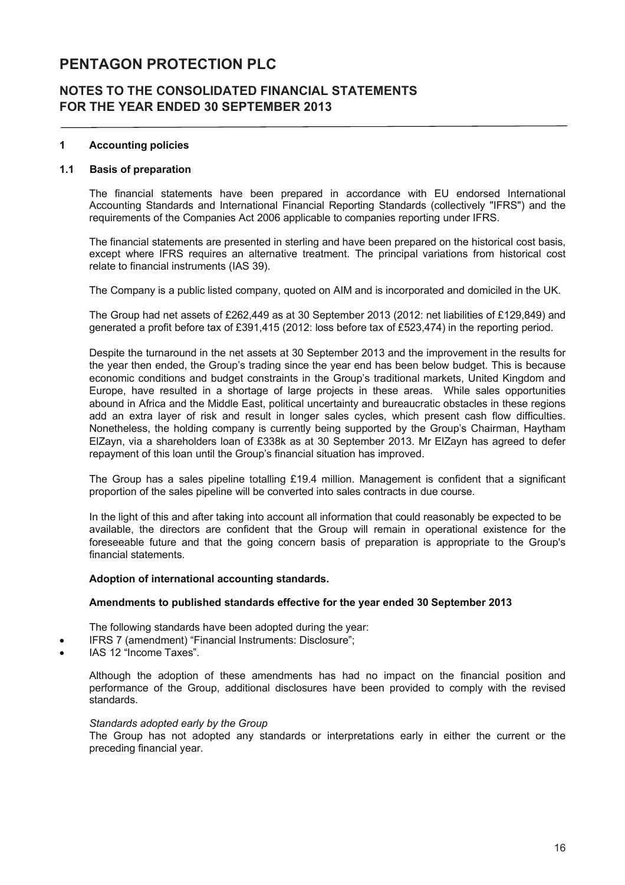# PENTAGON PROTECTION PLC

## NOTES TO THE CONSOLIDATED FINANCIAL STATEMENTS FOR THE YEAR ENDED 30 SEPTEMBER 2013

### 1 Accounting policies

#### 1.1 Basis of preparation

The financial statements have been prepared in accordance with EU endorsed International Accounting Standards and International Financial Reporting Standards (collectively "IFRS") and the requirements of the Companies Act 2006 applicable to companies reporting under IFRS.

The financial statements are presented in sterling and have been prepared on the historical cost basis, except where IFRS requires an alternative treatment. The principal variations from historical cost relate to financial instruments (IAS 39).

The Company is a public listed company, quoted on AIM and is incorporated and domiciled in the UK.

The Group had net assets of £262,449 as at 30 September 2013 (2012: net liabilities of £129,849) and generated a profit before tax of £391,415 (2012: loss before tax of £523,474) in the reporting period.

Despite the turnaround in the net assets at 30 September 2013 and the improvement in the results for the year then ended, the Group's trading since the year end has been below budget. This is because economic conditions and budget constraints in the Group's traditional markets, United Kingdom and Europe, have resulted in a shortage of large projects in these areas. While sales opportunities abound in Africa and the Middle East, political uncertainty and bureaucratic obstacles in these regions add an extra layer of risk and result in longer sales cycles, which present cash flow difficulties. Nonetheless, the holding company is currently being supported by the Group's Chairman, Haytham ElZayn, via a shareholders loan of £338k as at 30 September 2013. Mr ElZayn has agreed to defer repayment of this loan until the Group's financial situation has improved.

The Group has a sales pipeline totalling £19.4 million. Management is confident that a significant proportion of the sales pipeline will be converted into sales contracts in due course.

In the light of this and after taking into account all information that could reasonably be expected to be available, the directors are confident that the Group will remain in operational existence for the foreseeable future and that the going concern basis of preparation is appropriate to the Group's financial statements.

**Adoption of international accounting standards.**

**Amendments to published standards effective for the year ended 30 September 2013**

The following standards have been adopted during the year:

- IFRS 7 (amendment) "Financial Instruments: Disclosure";
- IAS 12 "Income Taxes".

Although the adoption of these amendments has had no impact on the financial position and performance of the Group, additional disclosures have been provided to comply with the revised standards.

*Standards adopted early by the Group*

The Group has not adopted any standards or interpretations early in either the current or the preceding financial year.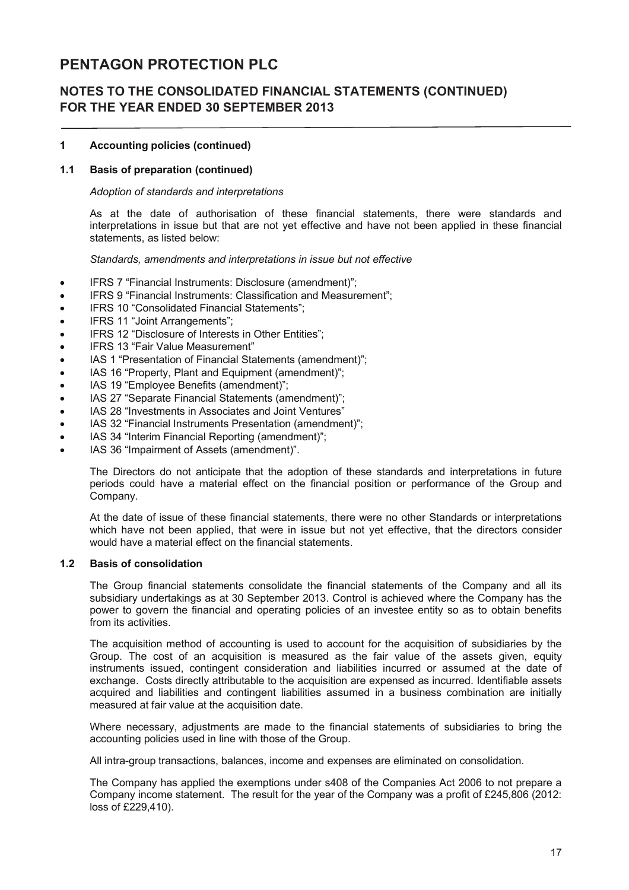# PENTAGON PROTECTION PLC

## NOTES TO THE CONSOLIDATED FINANCIAL STATEMENTS (CONTINUED) FOR THE YEAR ENDED 30 SEPTEMBER 2013

### 1 Accounting policies (continued)

### 1.1 Basis of preparation (continued)

*Adoption of standards and interpretations*

As at the date of authorisation of these financial statements, there were standards and interpretations in issue but that are not yet effective and have not been applied in these financial statements, as listed below:

*Standards, amendments and interpretations in issue but not effective*

- IFRS 7 "Financial Instruments: Disclosure (amendment)";
- IFRS 9 "Financial Instruments: Classification and Measurement";
- IFRS 10 "Consolidated Financial Statements";
- IFRS 11 "Joint Arrangements";
- IFRS 12 "Disclosure of Interests in Other Entities";
- IFRS 13 "Fair Value Measurement"
- IAS 1 "Presentation of Financial Statements (amendment)";
- IAS 16 "Property, Plant and Equipment (amendment)";
- IAS 19 "Employee Benefits (amendment)";
- IAS 27 "Separate Financial Statements (amendment)";
- IAS 28 "Investments in Associates and Joint Ventures"
- IAS 32 "Financial Instruments Presentation (amendment)";
- IAS 34 "Interim Financial Reporting (amendment)";
- IAS 36 "Impairment of Assets (amendment)".

The Directors do not anticipate that the adoption of these standards and interpretations in future periods could have a material effect on the financial position or performance of the Group and Company.

At the date of issue of these financial statements, there were no other Standards or interpretations which have not been applied, that were in issue but not yet effective, that the directors consider would have a material effect on the financial statements.

### 1.2 Basis of consolidation

The Group financial statements consolidate the financial statements of the Company and all its subsidiary undertakings as at 30 September 2013. Control is achieved where the Company has the power to govern the financial and operating policies of an investee entity so as to obtain benefits from its activities.

The acquisition method of accounting is used to account for the acquisition of subsidiaries by the Group. The cost of an acquisition is measured as the fair value of the assets given, equity instruments issued, contingent consideration and liabilities incurred or assumed at the date of exchange. Costs directly attributable to the acquisition are expensed as incurred. Identifiable assets acquired and liabilities and contingent liabilities assumed in a business combination are initially measured at fair value at the acquisition date.

Where necessary, adjustments are made to the financial statements of subsidiaries to bring the accounting policies used in line with those of the Group.

All intra-group transactions, balances, income and expenses are eliminated on consolidation.

The Company has applied the exemptions under s408 of the Companies Act 2006 to not prepare a Company income statement. The result for the year of the Company was a profit of £245,806 (2012: loss of £229,410).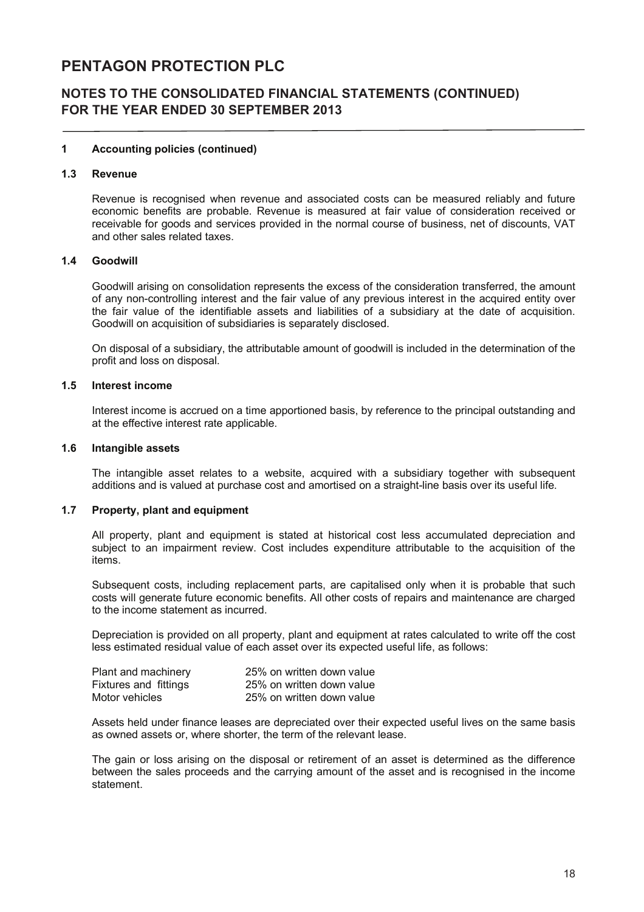# PENTAGON PROTECTION PLC

## NOTES TO THE CONSOLIDATED FINANCIAL STATEMENTS (CONTINUED) FOR THE YEAR ENDED 30 SEPTEMBER 2013

### 1 Accounting policies (continued)

#### 1.3 Revenue

Revenue is recognised when revenue and associated costs can be measured reliably and future economic benefits are probable. Revenue is measured at fair value of consideration received or receivable for goods and services provided in the normal course of business, net of discounts, VAT and other sales related taxes.

#### 1.4 Goodwill

Goodwill arising on consolidation represents the excess of the consideration transferred, the amount of any non-controlling interest and the fair value of any previous interest in the acquired entity over the fair value of the identifiable assets and liabilities of a subsidiary at the date of acquisition. Goodwill on acquisition of subsidiaries is separately disclosed.

On disposal of a subsidiary, the attributable amount of goodwill is included in the determination of the profit and loss on disposal.

#### 1.5 Interest income

Interest income is accrued on a time apportioned basis, by reference to the principal outstanding and at the effective interest rate applicable.

#### 1.6 Intangible assets

The intangible asset relates to a website, acquired with a subsidiary together with subsequent additions and is valued at purchase cost and amortised on a straight-line basis over its useful life.

#### 1.7 Property, plant and equipment

All property, plant and equipment is stated at historical cost less accumulated depreciation and subject to an impairment review. Cost includes expenditure attributable to the acquisition of the items.

Subsequent costs, including replacement parts, are capitalised only when it is probable that such costs will generate future economic benefits. All other costs of repairs and maintenance are charged to the income statement as incurred.

Depreciation is provided on all property, plant and equipment at rates calculated to write off the cost less estimated residual value of each asset over its expected useful life, as follows:

| | |
|---|---|
| Plant and machinery | 25% on written down value |
| Fixtures and fittings | 25% on written down value |
| Motor vehicles | 25% on written down value |

Assets held under finance leases are depreciated over their expected useful lives on the same basis as owned assets or, where shorter, the term of the relevant lease.

The gain or loss arising on the disposal or retirement of an asset is determined as the difference between the sales proceeds and the carrying amount of the asset and is recognised in the income statement.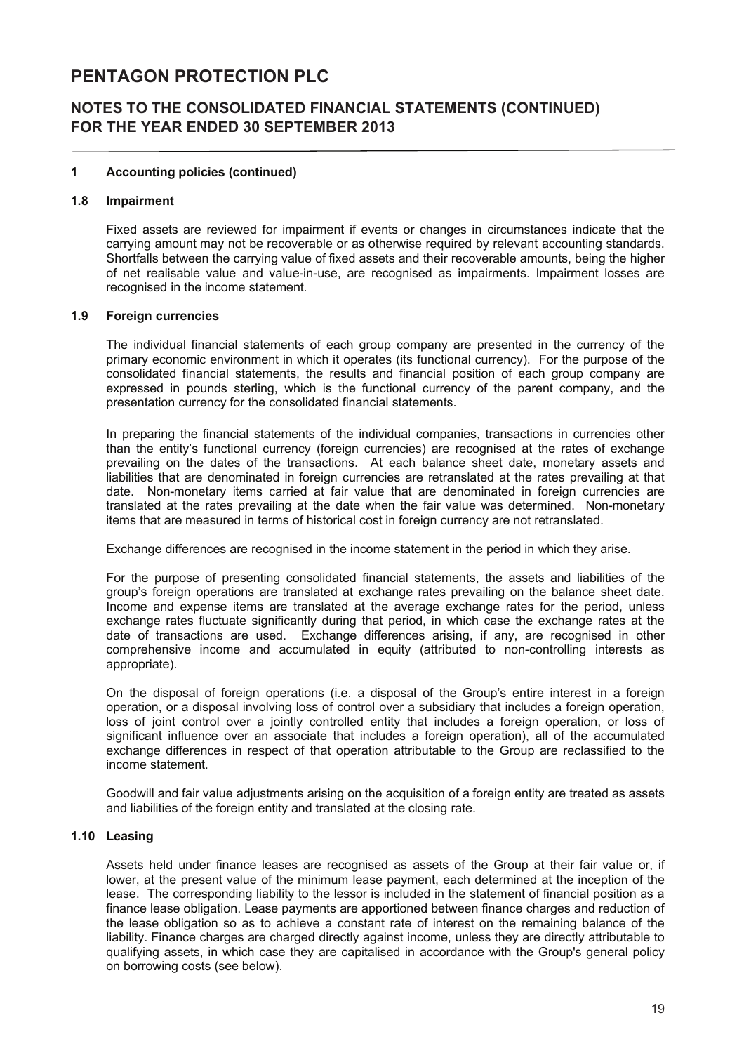# PENTAGON PROTECTION PLC

## NOTES TO THE CONSOLIDATED FINANCIAL STATEMENTS (CONTINUED) FOR THE YEAR ENDED 30 SEPTEMBER 2013

### 1 Accounting policies (continued)

#### 1.8 Impairment

Fixed assets are reviewed for impairment if events or changes in circumstances indicate that the carrying amount may not be recoverable or as otherwise required by relevant accounting standards. Shortfalls between the carrying value of fixed assets and their recoverable amounts, being the higher of net realisable value and value-in-use, are recognised as impairments. Impairment losses are recognised in the income statement.

#### 1.9 Foreign currencies

The individual financial statements of each group company are presented in the currency of the primary economic environment in which it operates (its functional currency). For the purpose of the consolidated financial statements, the results and financial position of each group company are expressed in pounds sterling, which is the functional currency of the parent company, and the presentation currency for the consolidated financial statements.

In preparing the financial statements of the individual companies, transactions in currencies other than the entity's functional currency (foreign currencies) are recognised at the rates of exchange prevailing on the dates of the transactions. At each balance sheet date, monetary assets and liabilities that are denominated in foreign currencies are retranslated at the rates prevailing at that date. Non-monetary items carried at fair value that are denominated in foreign currencies are translated at the rates prevailing at the date when the fair value was determined. Non-monetary items that are measured in terms of historical cost in foreign currency are not retranslated.

Exchange differences are recognised in the income statement in the period in which they arise.

For the purpose of presenting consolidated financial statements, the assets and liabilities of the group's foreign operations are translated at exchange rates prevailing on the balance sheet date. Income and expense items are translated at the average exchange rates for the period, unless exchange rates fluctuate significantly during that period, in which case the exchange rates at the date of transactions are used. Exchange differences arising, if any, are recognised in other comprehensive income and accumulated in equity (attributed to non-controlling interests as appropriate).

On the disposal of foreign operations (i.e. a disposal of the Group's entire interest in a foreign operation, or a disposal involving loss of control over a subsidiary that includes a foreign operation, loss of joint control over a jointly controlled entity that includes a foreign operation, or loss of significant influence over an associate that includes a foreign operation), all of the accumulated exchange differences in respect of that operation attributable to the Group are reclassified to the income statement.

Goodwill and fair value adjustments arising on the acquisition of a foreign entity are treated as assets and liabilities of the foreign entity and translated at the closing rate.

#### 1.10 Leasing

Assets held under finance leases are recognised as assets of the Group at their fair value or, if lower, at the present value of the minimum lease payment, each determined at the inception of the lease. The corresponding liability to the lessor is included in the statement of financial position as a finance lease obligation. Lease payments are apportioned between finance charges and reduction of the lease obligation so as to achieve a constant rate of interest on the remaining balance of the liability. Finance charges are charged directly against income, unless they are directly attributable to qualifying assets, in which case they are capitalised in accordance with the Group's general policy on borrowing costs (see below).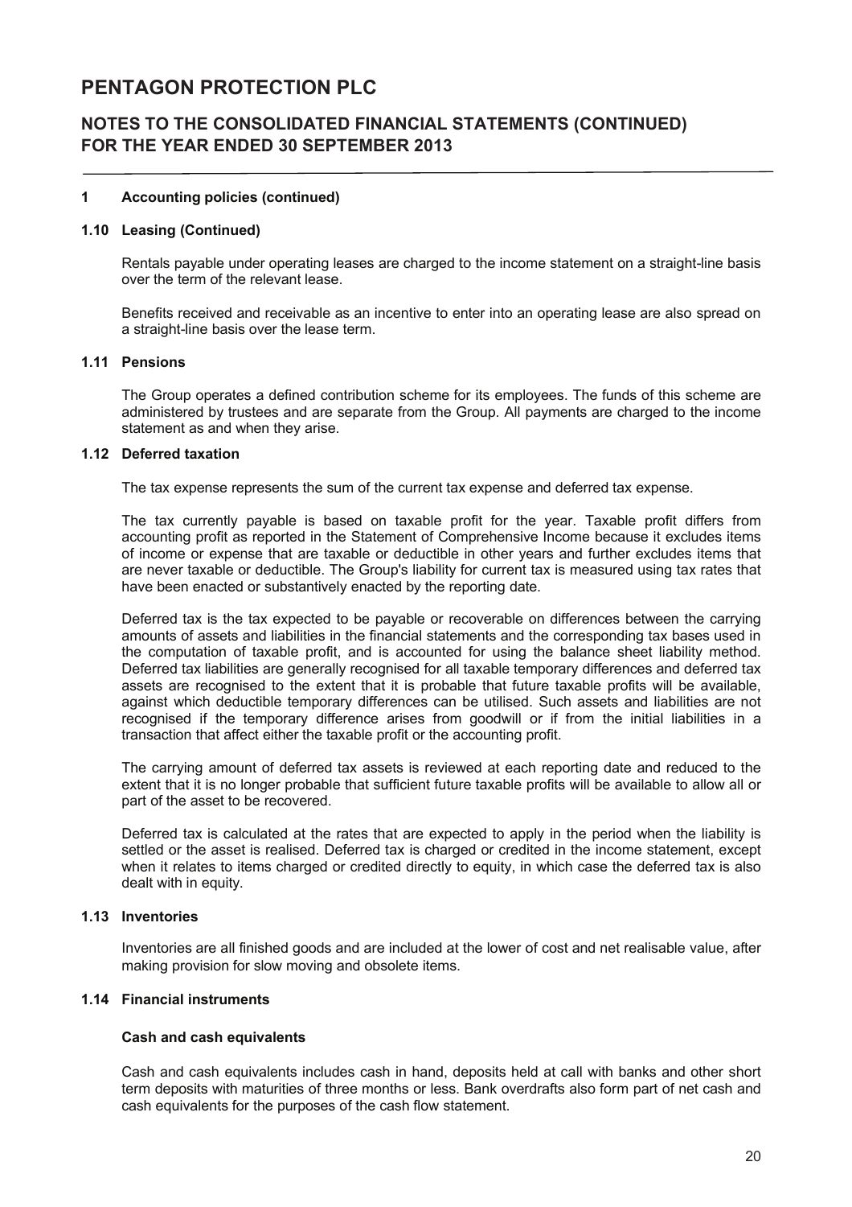# PENTAGON PROTECTION PLC

## NOTES TO THE CONSOLIDATED FINANCIAL STATEMENTS (CONTINUED) FOR THE YEAR ENDED 30 SEPTEMBER 2013

### 1 Accounting policies (continued)

#### 1.10 Leasing (Continued)

Rentals payable under operating leases are charged to the income statement on a straight-line basis over the term of the relevant lease.

Benefits received and receivable as an incentive to enter into an operating lease are also spread on a straight-line basis over the lease term.

#### 1.11 Pensions

The Group operates a defined contribution scheme for its employees. The funds of this scheme are administered by trustees and are separate from the Group. All payments are charged to the income statement as and when they arise.

#### 1.12 Deferred taxation

The tax expense represents the sum of the current tax expense and deferred tax expense.

The tax currently payable is based on taxable profit for the year. Taxable profit differs from accounting profit as reported in the Statement of Comprehensive Income because it excludes items of income or expense that are taxable or deductible in other years and further excludes items that are never taxable or deductible. The Group's liability for current tax is measured using tax rates that have been enacted or substantively enacted by the reporting date.

Deferred tax is the tax expected to be payable or recoverable on differences between the carrying amounts of assets and liabilities in the financial statements and the corresponding tax bases used in the computation of taxable profit, and is accounted for using the balance sheet liability method. Deferred tax liabilities are generally recognised for all taxable temporary differences and deferred tax assets are recognised to the extent that it is probable that future taxable profits will be available, against which deductible temporary differences can be utilised. Such assets and liabilities are not recognised if the temporary difference arises from goodwill or if from the initial liabilities in a transaction that affect either the taxable profit or the accounting profit.

The carrying amount of deferred tax assets is reviewed at each reporting date and reduced to the extent that it is no longer probable that sufficient future taxable profits will be available to allow all or part of the asset to be recovered.

Deferred tax is calculated at the rates that are expected to apply in the period when the liability is settled or the asset is realised. Deferred tax is charged or credited in the income statement, except when it relates to items charged or credited directly to equity, in which case the deferred tax is also dealt with in equity.

#### 1.13 Inventories

Inventories are all finished goods and are included at the lower of cost and net realisable value, after making provision for slow moving and obsolete items.

#### 1.14 Financial instruments

**Cash and cash equivalents**

Cash and cash equivalents includes cash in hand, deposits held at call with banks and other short term deposits with maturities of three months or less. Bank overdrafts also form part of net cash and cash equivalents for the purposes of the cash flow statement.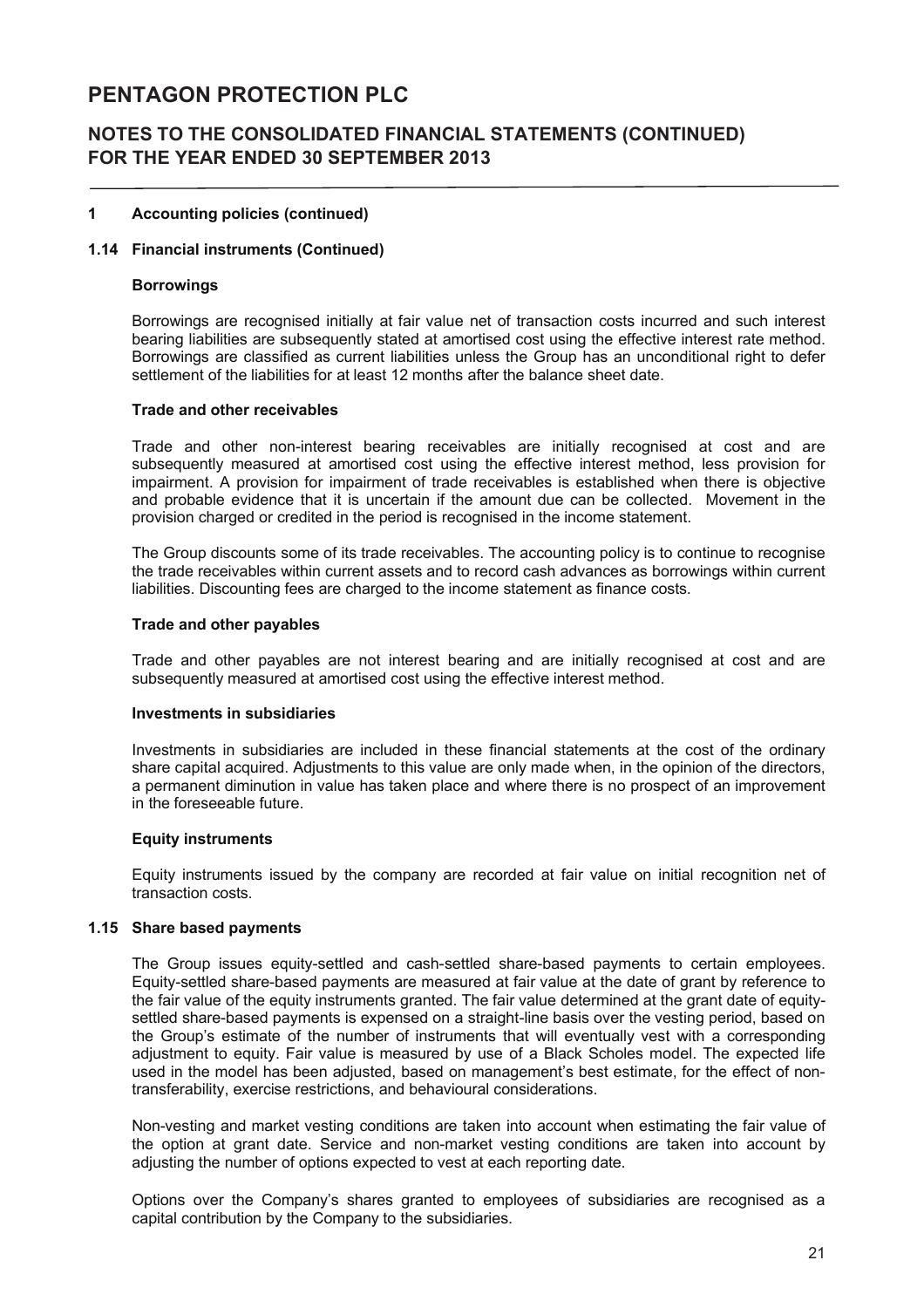# PENTAGON PROTECTION PLC

## NOTES TO THE CONSOLIDATED FINANCIAL STATEMENTS (CONTINUED) FOR THE YEAR ENDED 30 SEPTEMBER 2013

### 1 Accounting policies (continued)

### 1.14 Financial instruments (Continued)

**Borrowings**

Borrowings are recognised initially at fair value net of transaction costs incurred and such interest bearing liabilities are subsequently stated at amortised cost using the effective interest rate method. Borrowings are classified as current liabilities unless the Group has an unconditional right to defer settlement of the liabilities for at least 12 months after the balance sheet date.

**Trade and other receivables**

Trade and other non-interest bearing receivables are initially recognised at cost and are subsequently measured at amortised cost using the effective interest method, less provision for impairment. A provision for impairment of trade receivables is established when there is objective and probable evidence that it is uncertain if the amount due can be collected. Movement in the provision charged or credited in the period is recognised in the income statement.

The Group discounts some of its trade receivables. The accounting policy is to continue to recognise the trade receivables within current assets and to record cash advances as borrowings within current liabilities. Discounting fees are charged to the income statement as finance costs.

**Trade and other payables**

Trade and other payables are not interest bearing and are initially recognised at cost and are subsequently measured at amortised cost using the effective interest method.

**Investments in subsidiaries**

Investments in subsidiaries are included in these financial statements at the cost of the ordinary share capital acquired. Adjustments to this value are only made when, in the opinion of the directors, a permanent diminution in value has taken place and where there is no prospect of an improvement in the foreseeable future.

**Equity instruments**

Equity instruments issued by the company are recorded at fair value on initial recognition net of transaction costs.

### 1.15 Share based payments

The Group issues equity-settled and cash-settled share-based payments to certain employees. Equity-settled share-based payments are measured at fair value at the date of grant by reference to the fair value of the equity instruments granted. The fair value determined at the grant date of equity-settled share-based payments is expensed on a straight-line basis over the vesting period, based on the Group's estimate of the number of instruments that will eventually vest with a corresponding adjustment to equity. Fair value is measured by use of a Black Scholes model. The expected life used in the model has been adjusted, based on management's best estimate, for the effect of non-transferability, exercise restrictions, and behavioural considerations.

Non-vesting and market vesting conditions are taken into account when estimating the fair value of the option at grant date. Service and non-market vesting conditions are taken into account by adjusting the number of options expected to vest at each reporting date.

Options over the Company's shares granted to employees of subsidiaries are recognised as a capital contribution by the Company to the subsidiaries.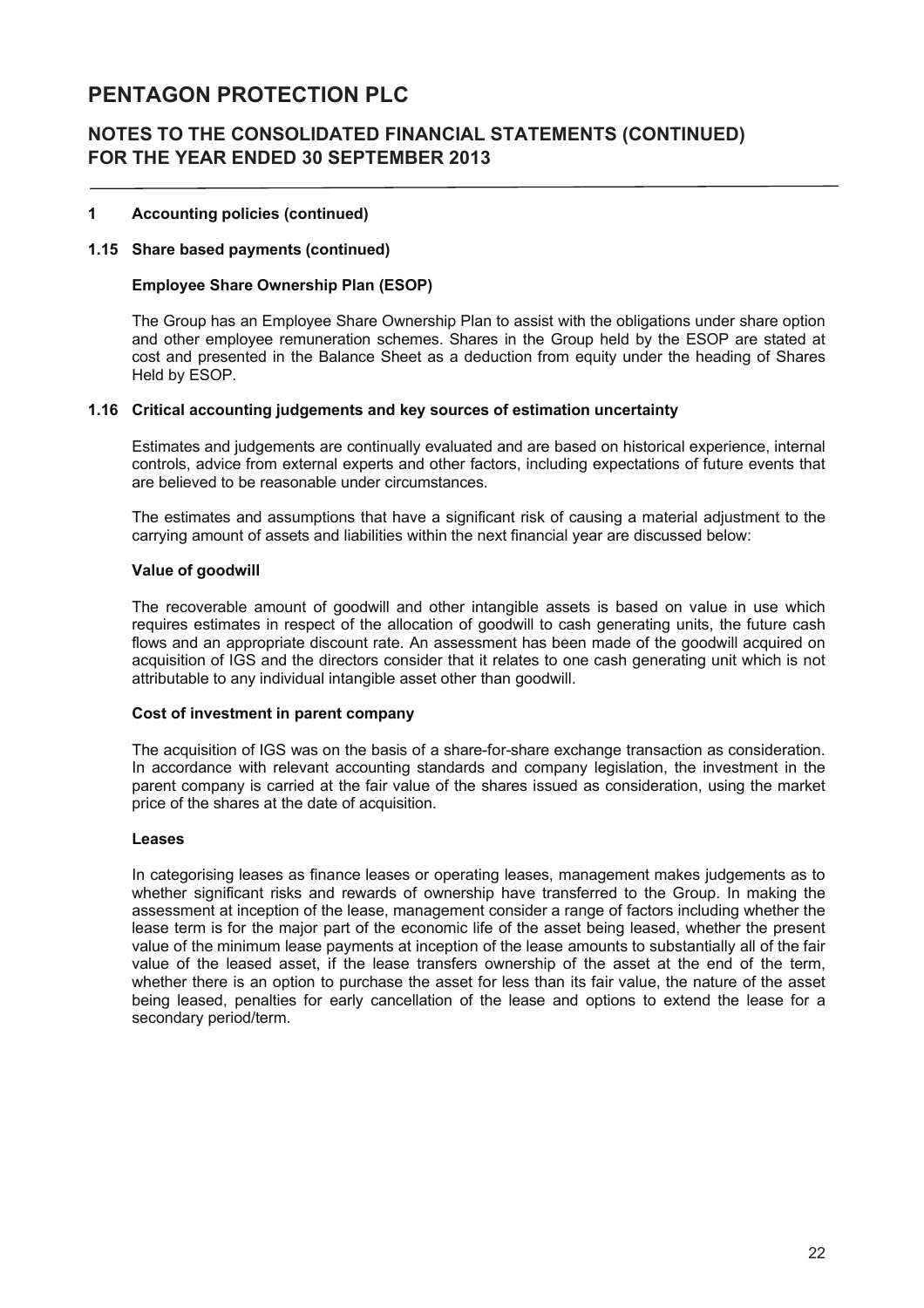# PENTAGON PROTECTION PLC

## NOTES TO THE CONSOLIDATED FINANCIAL STATEMENTS (CONTINUED) FOR THE YEAR ENDED 30 SEPTEMBER 2013

### 1 Accounting policies (continued)

#### 1.15 Share based payments (continued)

**Employee Share Ownership Plan (ESOP)**

The Group has an Employee Share Ownership Plan to assist with the obligations under share option and other employee remuneration schemes. Shares in the Group held by the ESOP are stated at cost and presented in the Balance Sheet as a deduction from equity under the heading of Shares Held by ESOP.

#### 1.16 Critical accounting judgements and key sources of estimation uncertainty

Estimates and judgements are continually evaluated and are based on historical experience, internal controls, advice from external experts and other factors, including expectations of future events that are believed to be reasonable under circumstances.

The estimates and assumptions that have a significant risk of causing a material adjustment to the carrying amount of assets and liabilities within the next financial year are discussed below:

**Value of goodwill**

The recoverable amount of goodwill and other intangible assets is based on value in use which requires estimates in respect of the allocation of goodwill to cash generating units, the future cash flows and an appropriate discount rate. An assessment has been made of the goodwill acquired on acquisition of IGS and the directors consider that it relates to one cash generating unit which is not attributable to any individual intangible asset other than goodwill.

**Cost of investment in parent company**

The acquisition of IGS was on the basis of a share-for-share exchange transaction as consideration. In accordance with relevant accounting standards and company legislation, the investment in the parent company is carried at the fair value of the shares issued as consideration, using the market price of the shares at the date of acquisition.

**Leases**

In categorising leases as finance leases or operating leases, management makes judgements as to whether significant risks and rewards of ownership have transferred to the Group. In making the assessment at inception of the lease, management consider a range of factors including whether the lease term is for the major part of the economic life of the asset being leased, whether the present value of the minimum lease payments at inception of the lease amounts to substantially all of the fair value of the leased asset, if the lease transfers ownership of the asset at the end of the term, whether there is an option to purchase the asset for less than its fair value, the nature of the asset being leased, penalties for early cancellation of the lease and options to extend the lease for a secondary period/term.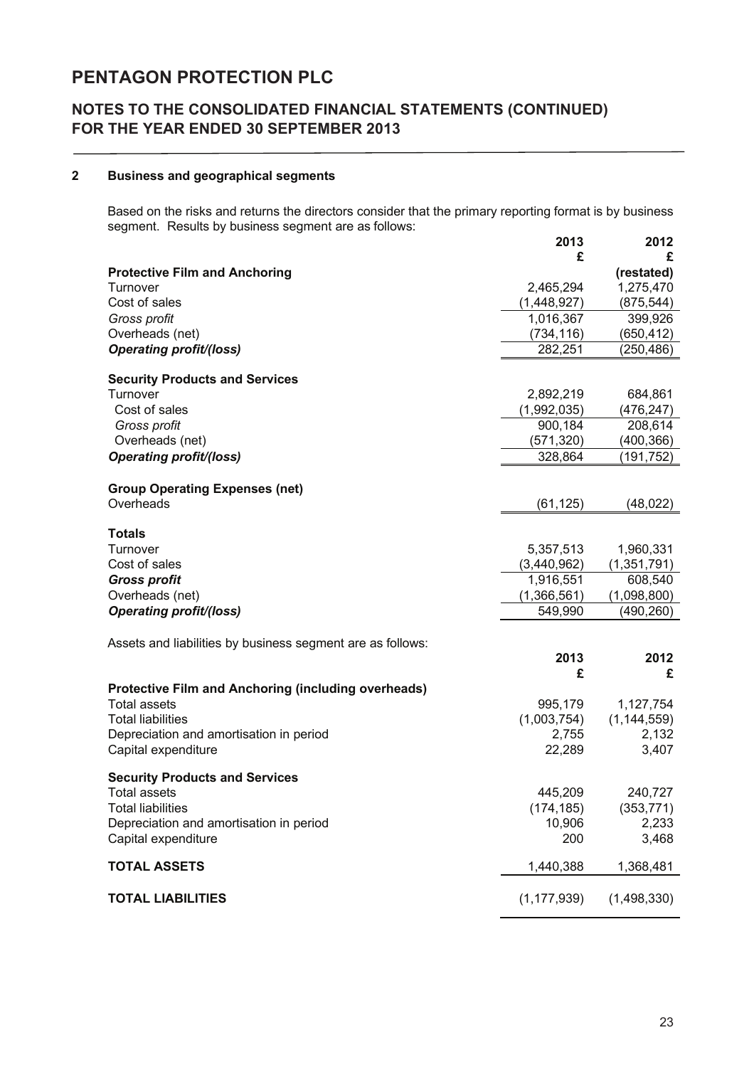# PENTAGON PROTECTION PLC

## NOTES TO THE CONSOLIDATED FINANCIAL STATEMENTS (CONTINUED) FOR THE YEAR ENDED 30 SEPTEMBER 2013

### 2 Business and geographical segments

Based on the risks and returns the directors consider that the primary reporting format is by business segment. Results by business segment are as follows:

| | 2013 £ | 2012 £ |
|---|---|---|
| **Protective Film and Anchoring** | | (restated) |
| Turnover | 2,465,294 | 1,275,470 |
| Cost of sales | (1,448,927) | (875,544) |
| *Gross profit* | 1,016,367 | 399,926 |
| Overheads (net) | (734,116) | (650,412) |
| ***Operating profit/(loss)*** | 282,251 | (250,486) |
| | | |
| **Security Products and Services** | | |
| Turnover | 2,892,219 | 684,861 |
| Cost of sales | (1,992,035) | (476,247) |
| *Gross profit* | 900,184 | 208,614 |
| Overheads (net) | (571,320) | (400,366) |
| ***Operating profit/(loss)*** | 328,864 | (191,752) |
| | | |
| **Group Operating Expenses (net)** | | |
| Overheads | (61,125) | (48,022) |
| | | |
| **Totals** | | |
| Turnover | 5,357,513 | 1,960,331 |
| Cost of sales | (3,440,962) | (1,351,791) |
| ***Gross profit*** | 1,916,551 | 608,540 |
| Overheads (net) | (1,366,561) | (1,098,800) |
| ***Operating profit/(loss)*** | 549,990 | (490,260) |

Assets and liabilities by business segment are as follows:

| | 2013 £ | 2012 £ |
|---|---|---|
| **Protective Film and Anchoring (including overheads)** | | |
| Total assets | 995,179 | 1,127,754 |
| Total liabilities | (1,003,754) | (1,144,559) |
| Depreciation and amortisation in period | 2,755 | 2,132 |
| Capital expenditure | 22,289 | 3,407 |
| | | |
| **Security Products and Services** | | |
| Total assets | 445,209 | 240,727 |
| Total liabilities | (174,185) | (353,771) |
| Depreciation and amortisation in period | 10,906 | 2,233 |
| Capital expenditure | 200 | 3,468 |
| | | |
| **TOTAL ASSETS** | 1,440,388 | 1,368,481 |
| | | |
| **TOTAL LIABILITIES** | (1,177,939) | (1,498,330) |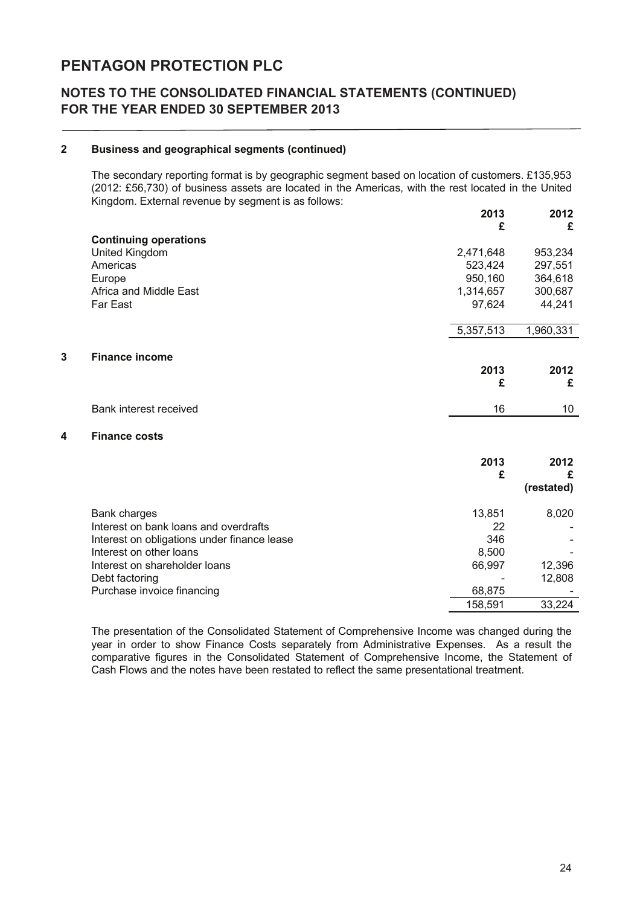# PENTAGON PROTECTION PLC

## NOTES TO THE CONSOLIDATED FINANCIAL STATEMENTS (CONTINUED) FOR THE YEAR ENDED 30 SEPTEMBER 2013

### 2 Business and geographical segments (continued)

The secondary reporting format is by geographic segment based on location of customers. £135,953 (2012: £56,730) of business assets are located in the Americas, with the rest located in the United Kingdom. External revenue by segment is as follows:

| | 2013 £ | 2012 £ |
|---|---|---|
| **Continuing operations** | | |
| United Kingdom | 2,471,648 | 953,234 |
| Americas | 523,424 | 297,551 |
| Europe | 950,160 | 364,618 |
| Africa and Middle East | 1,314,657 | 300,687 |
| Far East | 97,624 | 44,241 |
| | 5,357,513 | 1,960,331 |

### 3 Finance income

| | 2013 £ | 2012 £ |
|---|---|---|
| Bank interest received | 16 | 10 |

### 4 Finance costs

| | 2013 £ | 2012 £ (restated) |
|---|---|---|
| Bank charges | 13,851 | 8,020 |
| Interest on bank loans and overdrafts | 22 | - |
| Interest on obligations under finance lease | 346 | - |
| Interest on other loans | 8,500 | - |
| Interest on shareholder loans | 66,997 | 12,396 |
| Debt factoring | - | 12,808 |
| Purchase invoice financing | 68,875 | - |
| | 158,591 | 33,224 |

The presentation of the Consolidated Statement of Comprehensive Income was changed during the year in order to show Finance Costs separately from Administrative Expenses. As a result the comparative figures in the Consolidated Statement of Comprehensive Income, the Statement of Cash Flows and the notes have been restated to reflect the same presentational treatment.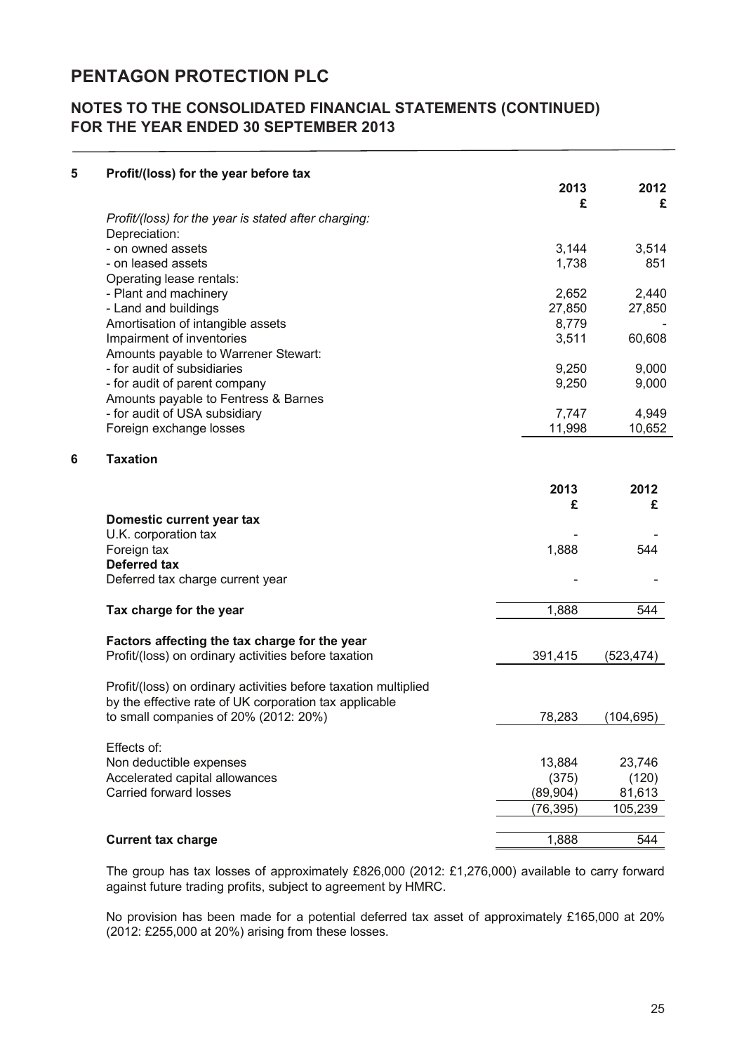# PENTAGON PROTECTION PLC

## NOTES TO THE CONSOLIDATED FINANCIAL STATEMENTS (CONTINUED) FOR THE YEAR ENDED 30 SEPTEMBER 2013

### 5 Profit/(loss) for the year before tax

| | 2013 £ | 2012 £ |
|---|---|---|
| *Profit/(loss) for the year is stated after charging:* | | |
| Depreciation: | | |
| - on owned assets | 3,144 | 3,514 |
| - on leased assets | 1,738 | 851 |
| Operating lease rentals: | | |
| - Plant and machinery | 2,652 | 2,440 |
| - Land and buildings | 27,850 | 27,850 |
| Amortisation of intangible assets | 8,779 | - |
| Impairment of inventories | 3,511 | 60,608 |
| Amounts payable to Warrener Stewart: | | |
| - for audit of subsidiaries | 9,250 | 9,000 |
| - for audit of parent company | 9,250 | 9,000 |
| Amounts payable to Fentress & Barnes | | |
| - for audit of USA subsidiary | 7,747 | 4,949 |
| Foreign exchange losses | 11,998 | 10,652 |

### 6 Taxation

| | 2013 £ | 2012 £ |
|---|---|---|
| **Domestic current year tax** | | |
| U.K. corporation tax | - | - |
| Foreign tax | 1,888 | 544 |
| **Deferred tax** | | |
| Deferred tax charge current year | - | - |
| **Tax charge for the year** | 1,888 | 544 |
| **Factors affecting the tax charge for the year** | | |
| Profit/(loss) on ordinary activities before taxation | 391,415 | (523,474) |
| Profit/(loss) on ordinary activities before taxation multiplied by the effective rate of UK corporation tax applicable to small companies of 20% (2012: 20%) | 78,283 | (104,695) |
| Effects of: | | |
| Non deductible expenses | 13,884 | 23,746 |
| Accelerated capital allowances | (375) | (120) |
| Carried forward losses | (89,904) | 81,613 |
| | (76,395) | 105,239 |
| **Current tax charge** | 1,888 | 544 |

The group has tax losses of approximately £826,000 (2012: £1,276,000) available to carry forward against future trading profits, subject to agreement by HMRC.

No provision has been made for a potential deferred tax asset of approximately £165,000 at 20% (2012: £255,000 at 20%) arising from these losses.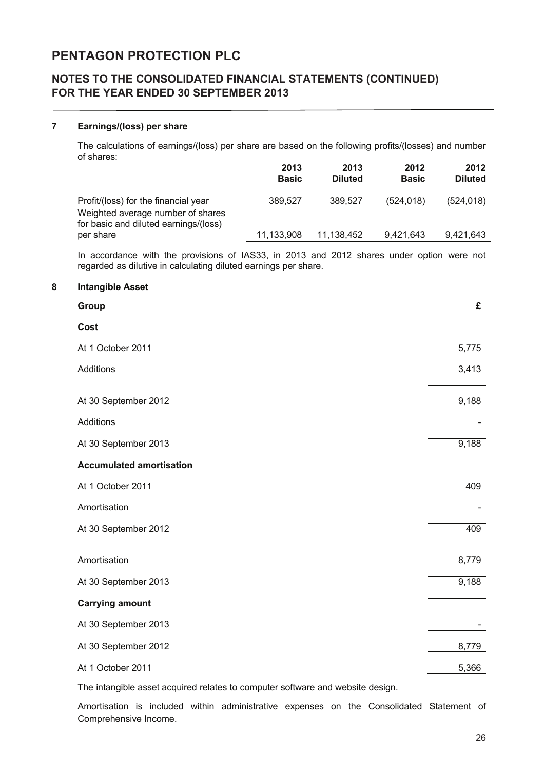# PENTAGON PROTECTION PLC

## NOTES TO THE CONSOLIDATED FINANCIAL STATEMENTS (CONTINUED) FOR THE YEAR ENDED 30 SEPTEMBER 2013

### 7 Earnings/(loss) per share

The calculations of earnings/(loss) per share are based on the following profits/(losses) and number of shares:

| | 2013 Basic | 2013 Diluted | 2012 Basic | 2012 Diluted |
|---|---|---|---|---|
| Profit/(loss) for the financial year | 389,527 | 389,527 | (524,018) | (524,018) |
| Weighted average number of shares for basic and diluted earnings/(loss) per share | 11,133,908 | 11,138,452 | 9,421,643 | 9,421,643 |

In accordance with the provisions of IAS33, in 2013 and 2012 shares under option were not regarded as dilutive in calculating diluted earnings per share.

### 8 Intangible Asset

| **Group** | **£** |
|---|---|
| **Cost** | |
| At 1 October 2011 | 5,775 |
| Additions | 3,413 |
| At 30 September 2012 | 9,188 |
| Additions | - |
| At 30 September 2013 | 9,188 |
| **Accumulated amortisation** | |
| At 1 October 2011 | 409 |
| Amortisation | - |
| At 30 September 2012 | 409 |
| Amortisation | 8,779 |
| At 30 September 2013 | 9,188 |
| **Carrying amount** | |
| At 30 September 2013 | - |
| At 30 September 2012 | 8,779 |
| At 1 October 2011 | 5,366 |

The intangible asset acquired relates to computer software and website design.

Amortisation is included within administrative expenses on the Consolidated Statement of Comprehensive Income.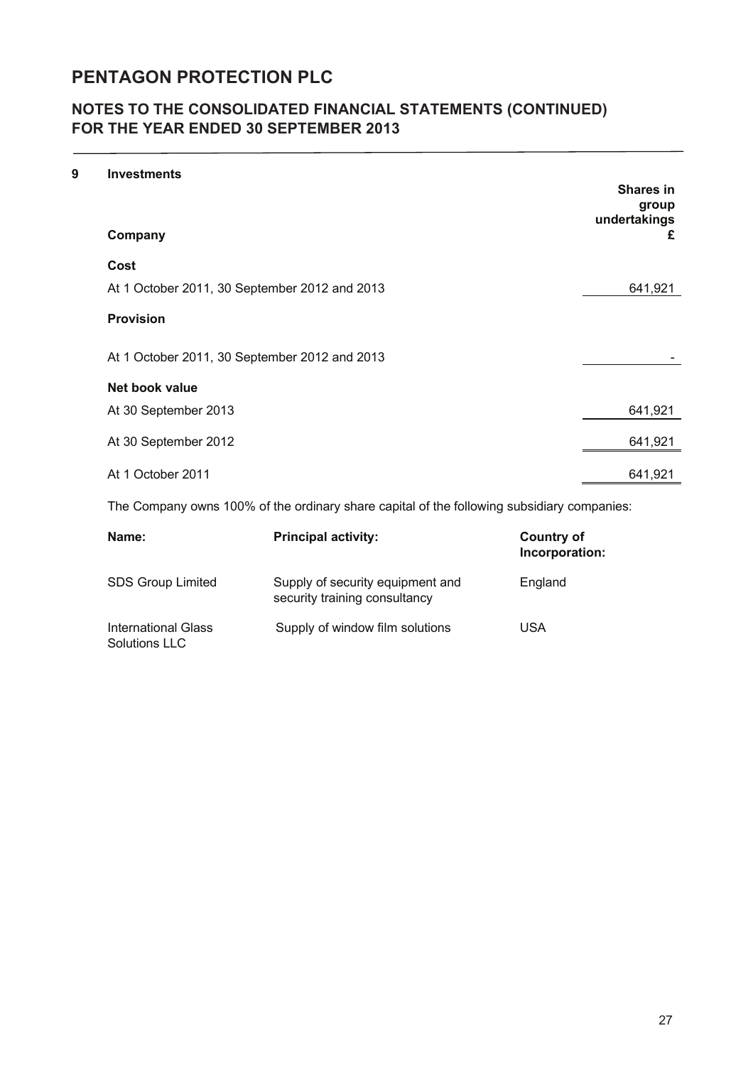# PENTAGON PROTECTION PLC

## NOTES TO THE CONSOLIDATED FINANCIAL STATEMENTS (CONTINUED) FOR THE YEAR ENDED 30 SEPTEMBER 2013

### 9 Investments

| Company | Shares in group undertakings £ |
|---|---|
| **Cost** | |
| At 1 October 2011, 30 September 2012 and 2013 | 641,921 |
| **Provision** | |
| At 1 October 2011, 30 September 2012 and 2013 | - |
| **Net book value** | |
| At 30 September 2013 | 641,921 |
| At 30 September 2012 | 641,921 |
| At 1 October 2011 | 641,921 |

The Company owns 100% of the ordinary share capital of the following subsidiary companies:

| Name: | Principal activity: | Country of Incorporation: |
|---|---|---|
| SDS Group Limited | Supply of security equipment and security training consultancy | England |
| International Glass Solutions LLC | Supply of window film solutions | USA |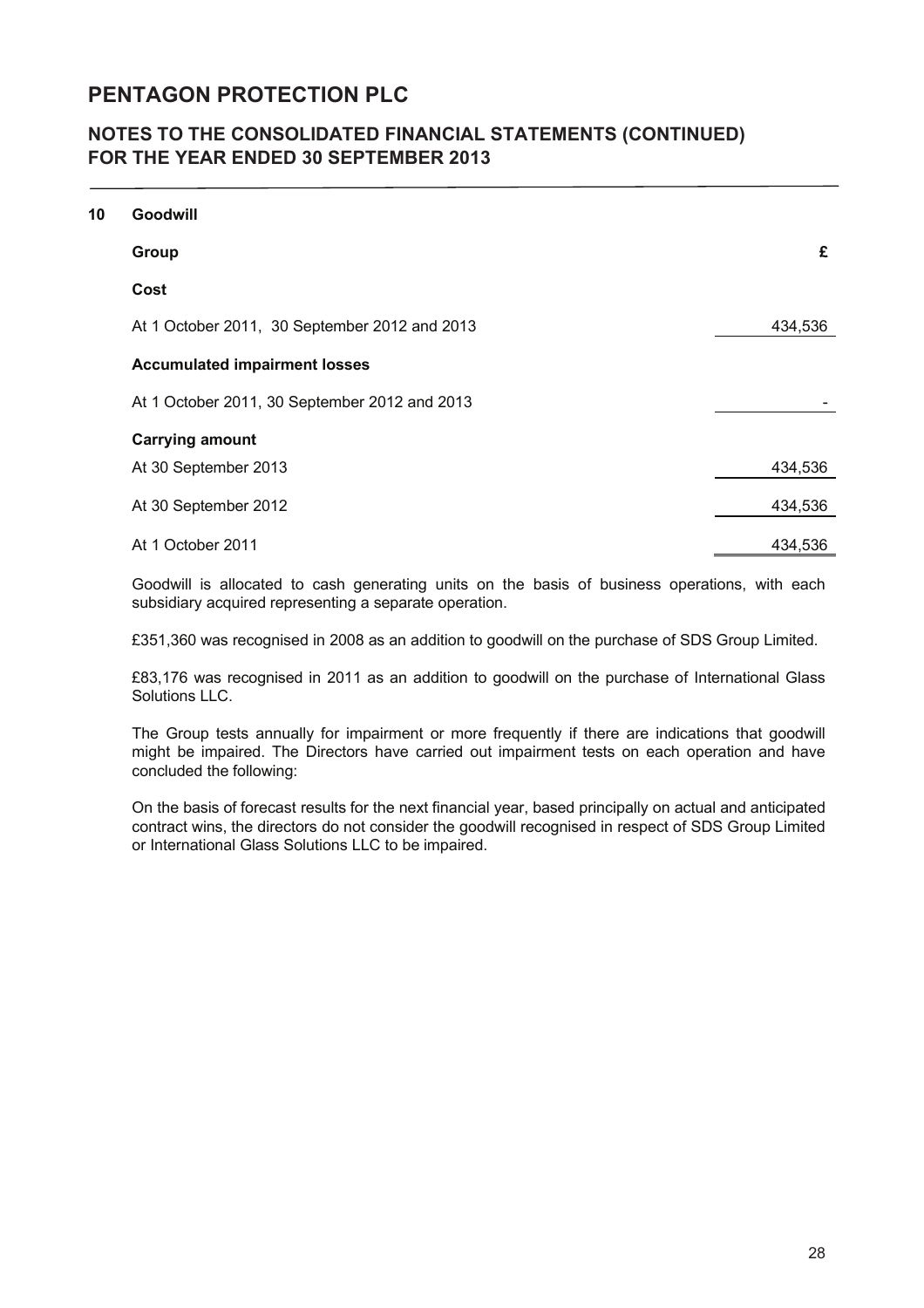# PENTAGON PROTECTION PLC

## NOTES TO THE CONSOLIDATED FINANCIAL STATEMENTS (CONTINUED) FOR THE YEAR ENDED 30 SEPTEMBER 2013

### 10 Goodwill

| **Group** | **£** |
|---|---|
| **Cost** | |
| At 1 October 2011, 30 September 2012 and 2013 | 434,536 |
| **Accumulated impairment losses** | |
| At 1 October 2011, 30 September 2012 and 2013 | - |
| **Carrying amount** | |
| At 30 September 2013 | 434,536 |
| At 30 September 2012 | 434,536 |
| At 1 October 2011 | 434,536 |

Goodwill is allocated to cash generating units on the basis of business operations, with each subsidiary acquired representing a separate operation.

£351,360 was recognised in 2008 as an addition to goodwill on the purchase of SDS Group Limited.

£83,176 was recognised in 2011 as an addition to goodwill on the purchase of International Glass Solutions LLC.

The Group tests annually for impairment or more frequently if there are indications that goodwill might be impaired. The Directors have carried out impairment tests on each operation and have concluded the following:

On the basis of forecast results for the next financial year, based principally on actual and anticipated contract wins, the directors do not consider the goodwill recognised in respect of SDS Group Limited or International Glass Solutions LLC to be impaired.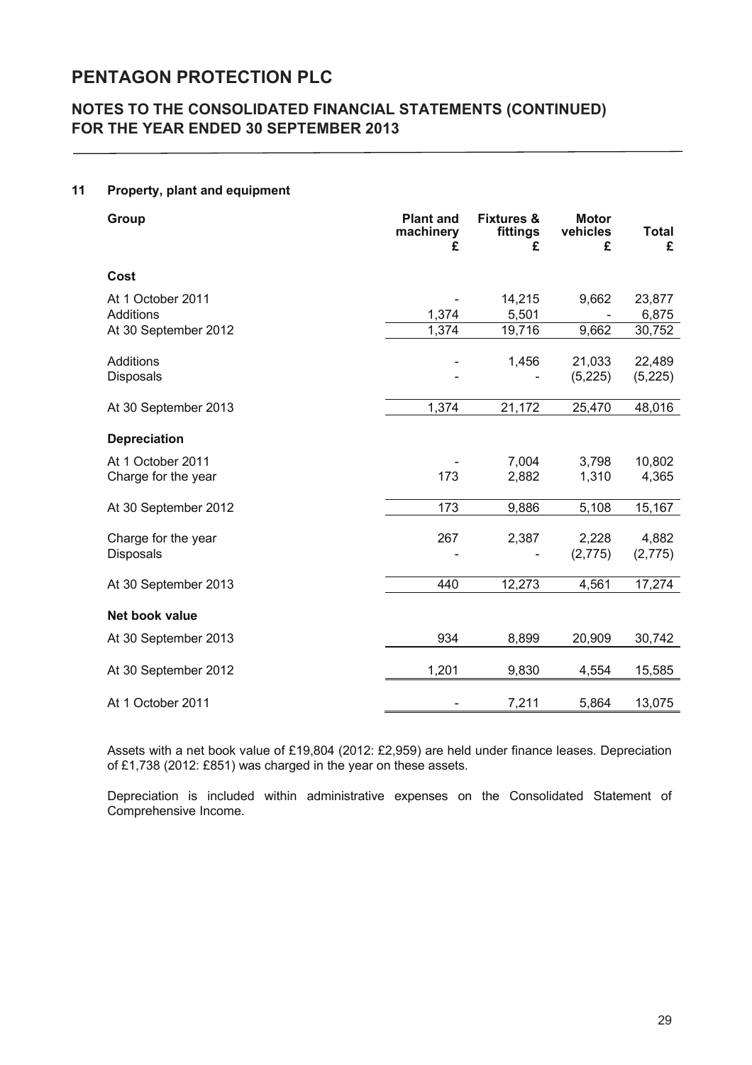# PENTAGON PROTECTION PLC

## NOTES TO THE CONSOLIDATED FINANCIAL STATEMENTS (CONTINUED) FOR THE YEAR ENDED 30 SEPTEMBER 2013

### 11 Property, plant and equipment

| Group | Plant and machinery £ | Fixtures & fittings £ | Motor vehicles £ | Total £ |
|---|---|---|---|---|
| **Cost** | | | | |
| At 1 October 2011 | - | 14,215 | 9,662 | 23,877 |
| Additions | 1,374 | 5,501 | - | 6,875 |
| At 30 September 2012 | 1,374 | 19,716 | 9,662 | 30,752 |
| Additions | - | 1,456 | 21,033 | 22,489 |
| Disposals | - | - | (5,225) | (5,225) |
| At 30 September 2013 | 1,374 | 21,172 | 25,470 | 48,016 |
| **Depreciation** | | | | |
| At 1 October 2011 | - | 7,004 | 3,798 | 10,802 |
| Charge for the year | 173 | 2,882 | 1,310 | 4,365 |
| At 30 September 2012 | 173 | 9,886 | 5,108 | 15,167 |
| Charge for the year | 267 | 2,387 | 2,228 | 4,882 |
| Disposals | - | - | (2,775) | (2,775) |
| At 30 September 2013 | 440 | 12,273 | 4,561 | 17,274 |
| **Net book value** | | | | |
| At 30 September 2013 | 934 | 8,899 | 20,909 | 30,742 |
| At 30 September 2012 | 1,201 | 9,830 | 4,554 | 15,585 |
| At 1 October 2011 | - | 7,211 | 5,864 | 13,075 |

Assets with a net book value of £19,804 (2012: £2,959) are held under finance leases. Depreciation of £1,738 (2012: £851) was charged in the year on these assets.

Depreciation is included within administrative expenses on the Consolidated Statement of Comprehensive Income.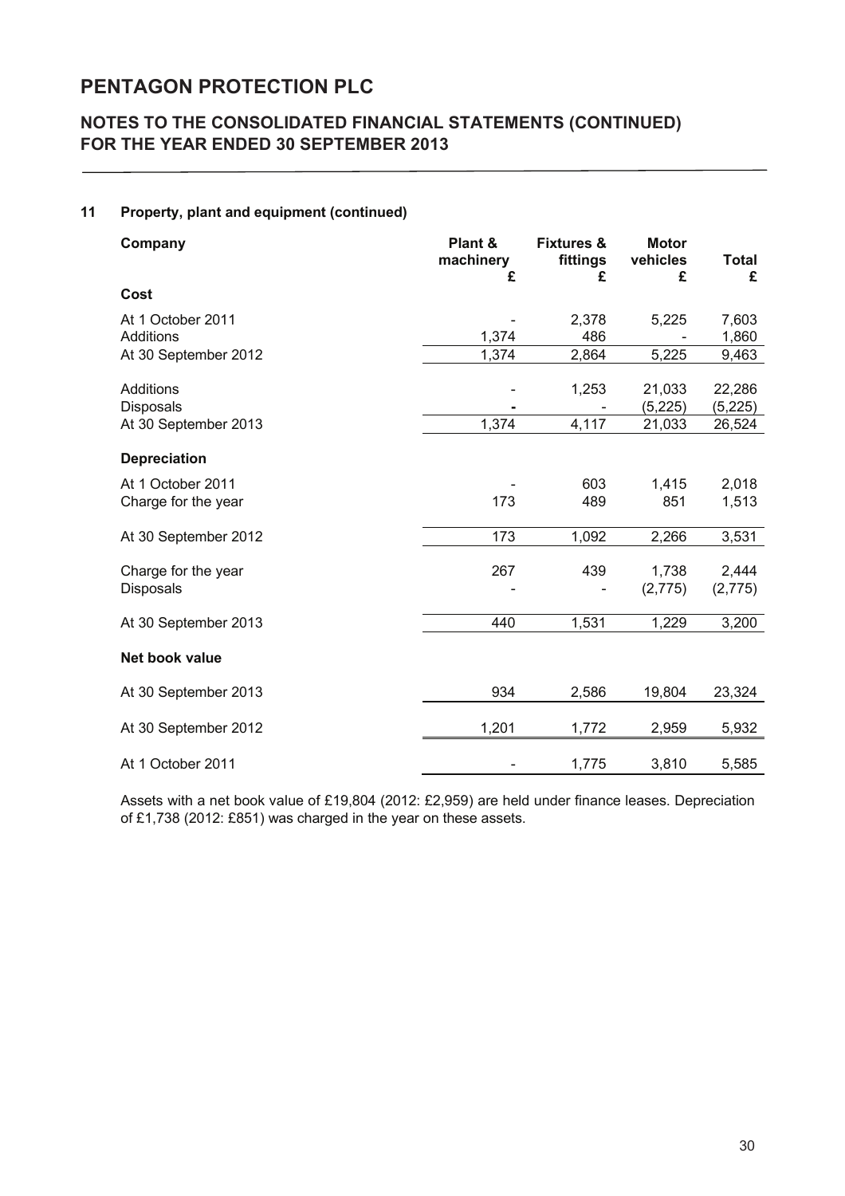# PENTAGON PROTECTION PLC

## NOTES TO THE CONSOLIDATED FINANCIAL STATEMENTS (CONTINUED) FOR THE YEAR ENDED 30 SEPTEMBER 2013

### 11 Property, plant and equipment (continued)

| Company | Plant & machinery £ | Fixtures & fittings £ | Motor vehicles £ | Total £ |
|---|---|---|---|---|
| **Cost** | | | | |
| At 1 October 2011 | - | 2,378 | 5,225 | 7,603 |
| Additions | 1,374 | 486 | - | 1,860 |
| At 30 September 2012 | 1,374 | 2,864 | 5,225 | 9,463 |
| Additions | - | 1,253 | 21,033 | 22,286 |
| Disposals | - | - | (5,225) | (5,225) |
| At 30 September 2013 | 1,374 | 4,117 | 21,033 | 26,524 |
| **Depreciation** | | | | |
| At 1 October 2011 | - | 603 | 1,415 | 2,018 |
| Charge for the year | 173 | 489 | 851 | 1,513 |
| At 30 September 2012 | 173 | 1,092 | 2,266 | 3,531 |
| Charge for the year | 267 | 439 | 1,738 | 2,444 |
| Disposals | - | - | (2,775) | (2,775) |
| At 30 September 2013 | 440 | 1,531 | 1,229 | 3,200 |
| **Net book value** | | | | |
| At 30 September 2013 | 934 | 2,586 | 19,804 | 23,324 |
| At 30 September 2012 | 1,201 | 1,772 | 2,959 | 5,932 |
| At 1 October 2011 | - | 1,775 | 3,810 | 5,585 |

Assets with a net book value of £19,804 (2012: £2,959) are held under finance leases. Depreciation of £1,738 (2012: £851) was charged in the year on these assets.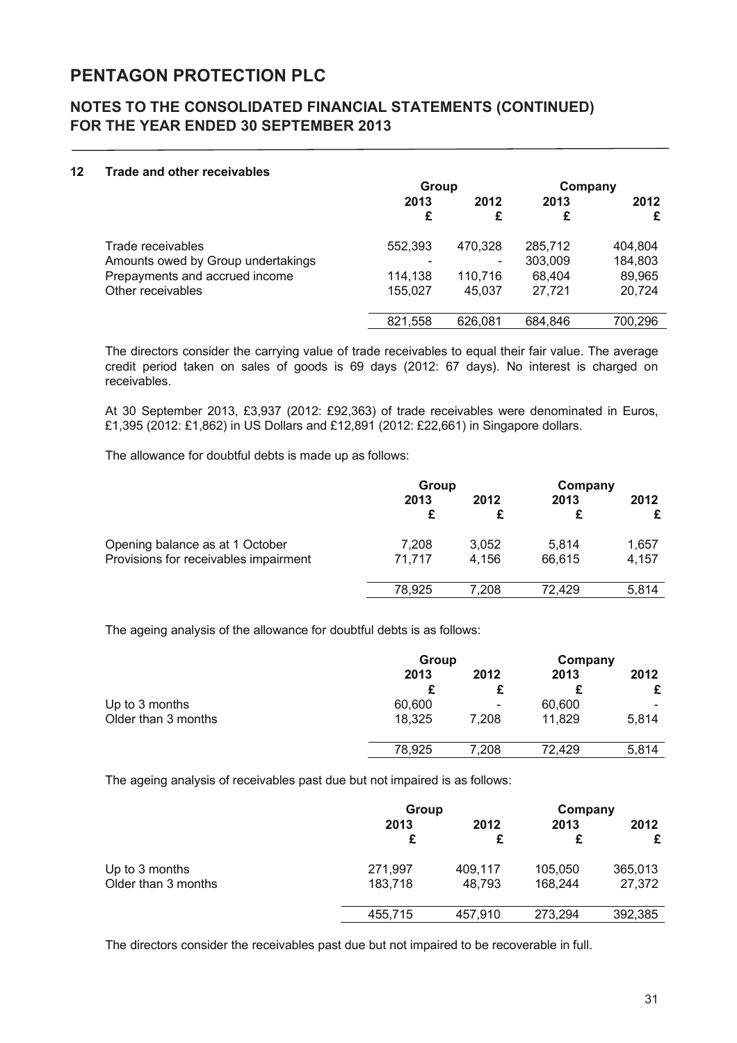# PENTAGON PROTECTION PLC

## NOTES TO THE CONSOLIDATED FINANCIAL STATEMENTS (CONTINUED) FOR THE YEAR ENDED 30 SEPTEMBER 2013

### 12 Trade and other receivables

| | Group | | Company | |
|---|---|---|---|---|
| | 2013 | 2012 | 2013 | 2012 |
| | £ | £ | £ | £ |
| Trade receivables | 552,393 | 470,328 | 285,712 | 404,804 |
| Amounts owed by Group undertakings | - | - | 303,009 | 184,803 |
| Prepayments and accrued income | 114,138 | 110,716 | 68,404 | 89,965 |
| Other receivables | 155,027 | 45,037 | 27,721 | 20,724 |
| | 821,558 | 626,081 | 684,846 | 700,296 |

The directors consider the carrying value of trade receivables to equal their fair value. The average credit period taken on sales of goods is 69 days (2012: 67 days). No interest is charged on receivables.

At 30 September 2013, £3,937 (2012: £92,363) of trade receivables were denominated in Euros, £1,395 (2012: £1,862) in US Dollars and £12,891 (2012: £22,661) in Singapore dollars.

The allowance for doubtful debts is made up as follows:

| | Group | | Company | |
|---|---|---|---|---|
| | 2013 | 2012 | 2013 | 2012 |
| | £ | £ | £ | £ |
| Opening balance as at 1 October | 7,208 | 3,052 | 5,814 | 1,657 |
| Provisions for receivables impairment | 71,717 | 4,156 | 66,615 | 4,157 |
| | 78,925 | 7,208 | 72,429 | 5,814 |

The ageing analysis of the allowance for doubtful debts is as follows:

| | Group | | Company | |
|---|---|---|---|---|
| | 2013 | 2012 | 2013 | 2012 |
| | £ | £ | £ | £ |
| Up to 3 months | 60,600 | - | 60,600 | - |
| Older than 3 months | 18,325 | 7,208 | 11,829 | 5,814 |
| | 78,925 | 7,208 | 72,429 | 5,814 |

The ageing analysis of receivables past due but not impaired is as follows:

| | Group | | Company | |
|---|---|---|---|---|
| | 2013 | 2012 | 2013 | 2012 |
| | £ | £ | £ | £ |
| Up to 3 months | 271,997 | 409,117 | 105,050 | 365,013 |
| Older than 3 months | 183,718 | 48,793 | 168,244 | 27,372 |
| | 455,715 | 457,910 | 273,294 | 392,385 |

The directors consider the receivables past due but not impaired to be recoverable in full.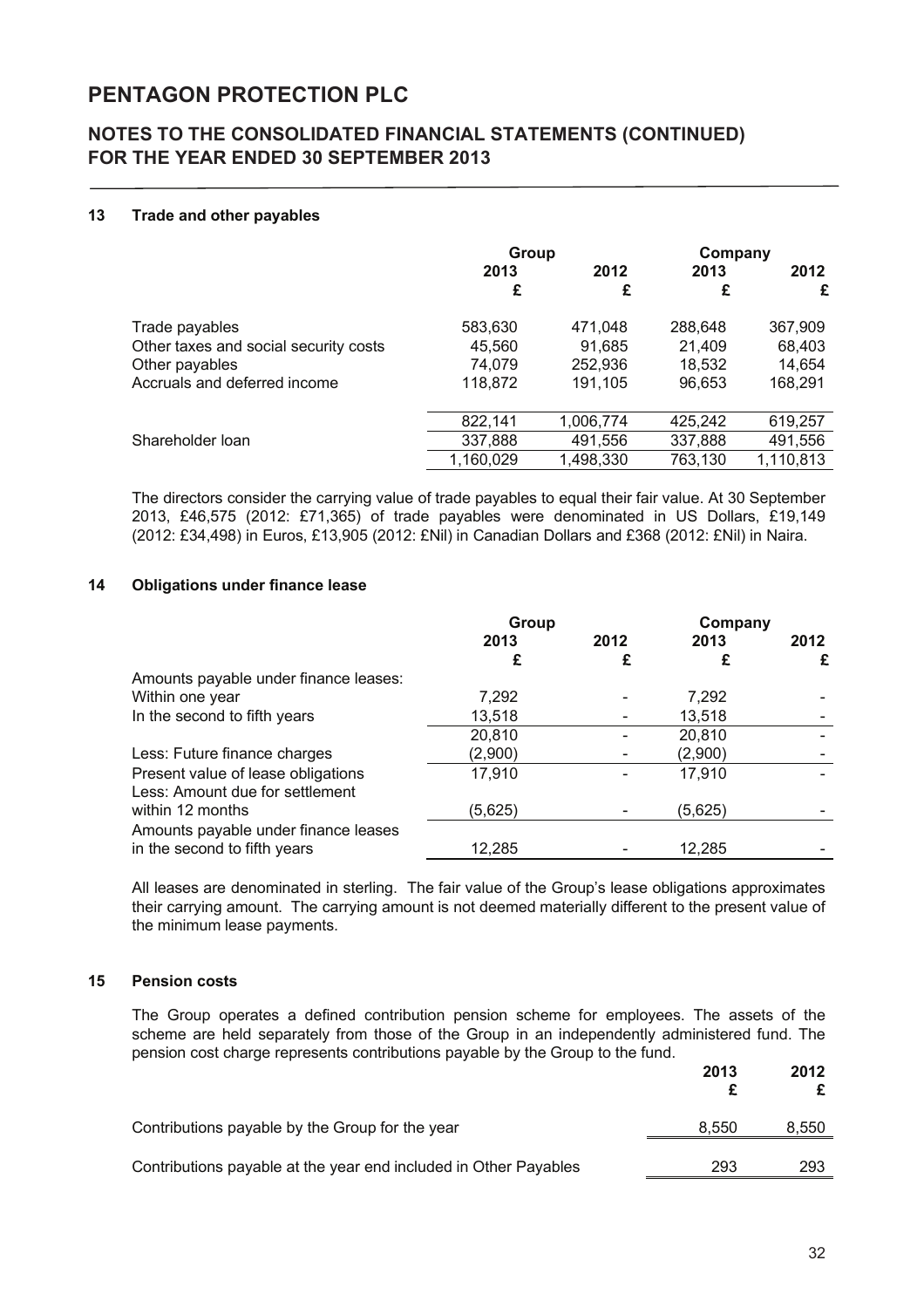# PENTAGON PROTECTION PLC

## NOTES TO THE CONSOLIDATED FINANCIAL STATEMENTS (CONTINUED) FOR THE YEAR ENDED 30 SEPTEMBER 2013

### 13 Trade and other payables

| | Group | | Company | |
|---|---|---|---|---|
| | 2013 | 2012 | 2013 | 2012 |
| | £ | £ | £ | £ |
| Trade payables | 583,630 | 471,048 | 288,648 | 367,909 |
| Other taxes and social security costs | 45,560 | 91,685 | 21,409 | 68,403 |
| Other payables | 74,079 | 252,936 | 18,532 | 14,654 |
| Accruals and deferred income | 118,872 | 191,105 | 96,653 | 168,291 |
| | 822,141 | 1,006,774 | 425,242 | 619,257 |
| Shareholder loan | 337,888 | 491,556 | 337,888 | 491,556 |
| | 1,160,029 | 1,498,330 | 763,130 | 1,110,813 |

The directors consider the carrying value of trade payables to equal their fair value. At 30 September 2013, £46,575 (2012: £71,365) of trade payables were denominated in US Dollars, £19,149 (2012: £34,498) in Euros, £13,905 (2012: £Nil) in Canadian Dollars and £368 (2012: £Nil) in Naira.

### 14 Obligations under finance lease

| | Group | | Company | |
|---|---|---|---|---|
| | 2013 | 2012 | 2013 | 2012 |
| | £ | £ | £ | £ |
| Amounts payable under finance leases: | | | | |
| Within one year | 7,292 | - | 7,292 | - |
| In the second to fifth years | 13,518 | - | 13,518 | - |
| | 20,810 | - | 20,810 | - |
| Less: Future finance charges | (2,900) | - | (2,900) | - |
| Present value of lease obligations | 17,910 | - | 17,910 | - |
| Less: Amount due for settlement within 12 months | (5,625) | - | (5,625) | - |
| Amounts payable under finance leases in the second to fifth years | 12,285 | - | 12,285 | - |

All leases are denominated in sterling. The fair value of the Group's lease obligations approximates their carrying amount. The carrying amount is not deemed materially different to the present value of the minimum lease payments.

### 15 Pension costs

The Group operates a defined contribution pension scheme for employees. The assets of the scheme are held separately from those of the Group in an independently administered fund. The pension cost charge represents contributions payable by the Group to the fund.

| | 2013 | 2012 |
|---|---|---|
| | £ | £ |
| Contributions payable by the Group for the year | 8,550 | 8,550 |
| Contributions payable at the year end included in Other Payables | 293 | 293 |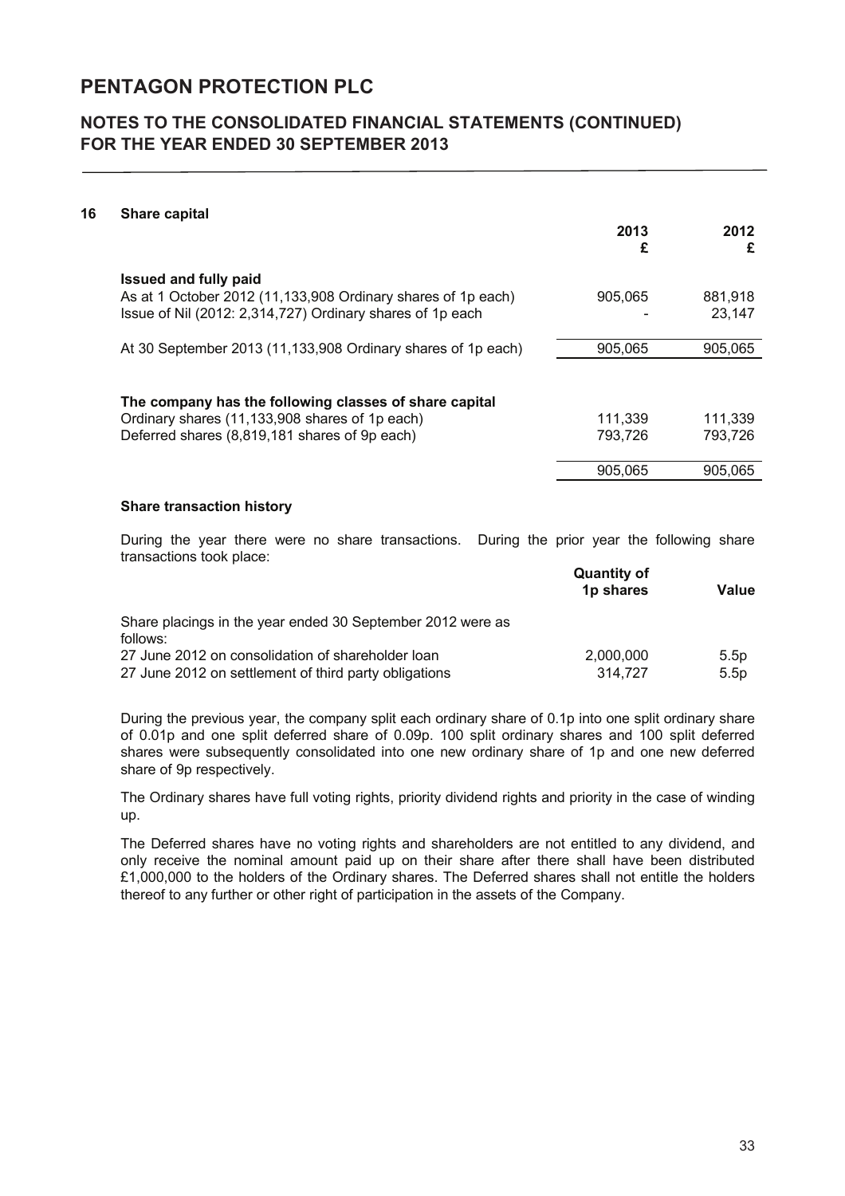# PENTAGON PROTECTION PLC

## NOTES TO THE CONSOLIDATED FINANCIAL STATEMENTS (CONTINUED) FOR THE YEAR ENDED 30 SEPTEMBER 2013

### 16 Share capital

| | 2013 £ | 2012 £ |
|---|---|---|
| **Issued and fully paid** | | |
| As at 1 October 2012 (11,133,908 Ordinary shares of 1p each) | 905,065 | 881,918 |
| Issue of Nil (2012: 2,314,727) Ordinary shares of 1p each | - | 23,147 |
| At 30 September 2013 (11,133,908 Ordinary shares of 1p each) | 905,065 | 905,065 |
| | | |
| **The company has the following classes of share capital** | | |
| Ordinary shares (11,133,908 shares of 1p each) | 111,339 | 111,339 |
| Deferred shares (8,819,181 shares of 9p each) | 793,726 | 793,726 |
| | 905,065 | 905,065 |

**Share transaction history**

During the year there were no share transactions. During the prior year the following share transactions took place:

| | Quantity of 1p shares | Value |
|---|---|---|
| Share placings in the year ended 30 September 2012 were as follows: | | |
| 27 June 2012 on consolidation of shareholder loan | 2,000,000 | 5.5p |
| 27 June 2012 on settlement of third party obligations | 314,727 | 5.5p |

During the previous year, the company split each ordinary share of 0.1p into one split ordinary share of 0.01p and one split deferred share of 0.09p. 100 split ordinary shares and 100 split deferred shares were subsequently consolidated into one new ordinary share of 1p and one new deferred share of 9p respectively.

The Ordinary shares have full voting rights, priority dividend rights and priority in the case of winding up.

The Deferred shares have no voting rights and shareholders are not entitled to any dividend, and only receive the nominal amount paid up on their share after there shall have been distributed £1,000,000 to the holders of the Ordinary shares. The Deferred shares shall not entitle the holders thereof to any further or other right of participation in the assets of the Company.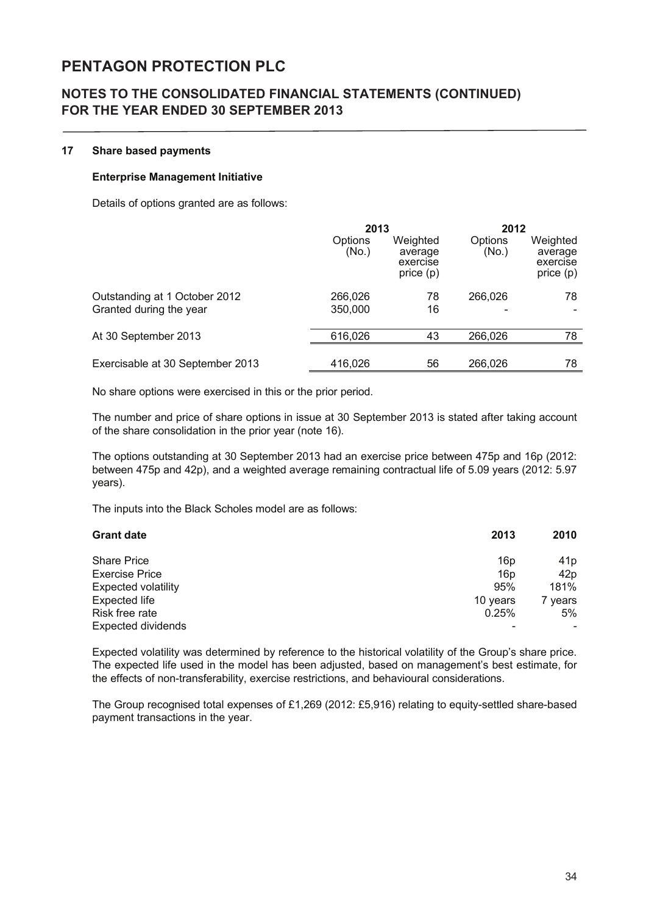# PENTAGON PROTECTION PLC

## NOTES TO THE CONSOLIDATED FINANCIAL STATEMENTS (CONTINUED) FOR THE YEAR ENDED 30 SEPTEMBER 2013

### 17 Share based payments

**Enterprise Management Initiative**

Details of options granted are as follows:

| | 2013 | | 2012 | |
|---|---|---|---|---|
| | Options (No.) | Weighted average exercise price (p) | Options (No.) | Weighted average exercise price (p) |
| Outstanding at 1 October 2012 | 266,026 | 78 | 266,026 | 78 |
| Granted during the year | 350,000 | 16 | - | - |
| At 30 September 2013 | 616,026 | 43 | 266,026 | 78 |
| Exercisable at 30 September 2013 | 416,026 | 56 | 266,026 | 78 |

No share options were exercised in this or the prior period.

The number and price of share options in issue at 30 September 2013 is stated after taking account of the share consolidation in the prior year (note 16).

The options outstanding at 30 September 2013 had an exercise price between 475p and 16p (2012: between 475p and 42p), and a weighted average remaining contractual life of 5.09 years (2012: 5.97 years).

The inputs into the Black Scholes model are as follows:

| Grant date | 2013 | 2010 |
|---|---|---|
| Share Price | 16p | 41p |
| Exercise Price | 16p | 42p |
| Expected volatility | 95% | 181% |
| Expected life | 10 years | 7 years |
| Risk free rate | 0.25% | 5% |
| Expected dividends | - | - |

Expected volatility was determined by reference to the historical volatility of the Group's share price. The expected life used in the model has been adjusted, based on management's best estimate, for the effects of non-transferability, exercise restrictions, and behavioural considerations.

The Group recognised total expenses of £1,269 (2012: £5,916) relating to equity-settled share-based payment transactions in the year.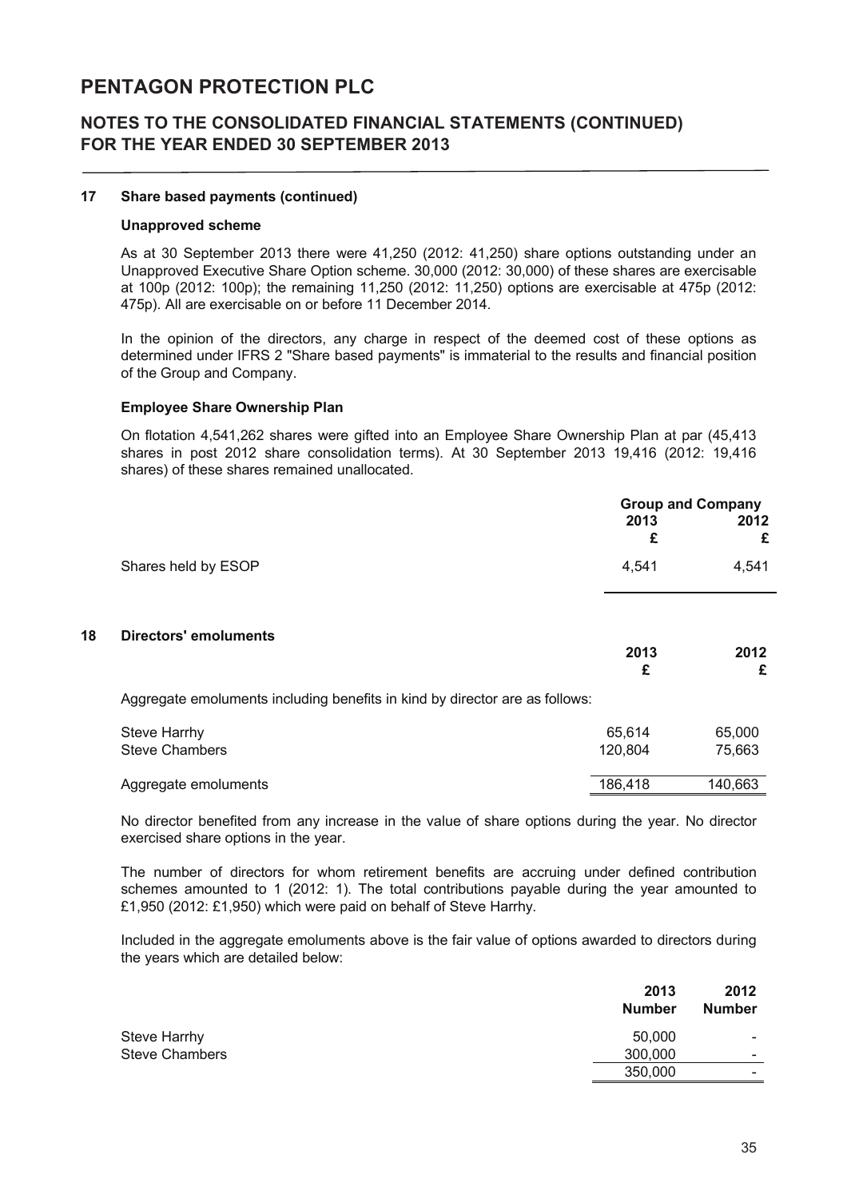# PENTAGON PROTECTION PLC

## NOTES TO THE CONSOLIDATED FINANCIAL STATEMENTS (CONTINUED) FOR THE YEAR ENDED 30 SEPTEMBER 2013

### 17 Share based payments (continued)

**Unapproved scheme**

As at 30 September 2013 there were 41,250 (2012: 41,250) share options outstanding under an Unapproved Executive Share Option scheme. 30,000 (2012: 30,000) of these shares are exercisable at 100p (2012: 100p); the remaining 11,250 (2012: 11,250) options are exercisable at 475p (2012: 475p). All are exercisable on or before 11 December 2014.

In the opinion of the directors, any charge in respect of the deemed cost of these options as determined under IFRS 2 "Share based payments" is immaterial to the results and financial position of the Group and Company.

**Employee Share Ownership Plan**

On flotation 4,541,262 shares were gifted into an Employee Share Ownership Plan at par (45,413 shares in post 2012 share consolidation terms). At 30 September 2013 19,416 (2012: 19,416 shares) of these shares remained unallocated.

| | Group and Company | |
|---|---|---|
| | 2013 £ | 2012 £ |
| Shares held by ESOP | 4,541 | 4,541 |

### 18 Directors' emoluments

| | 2013 £ | 2012 £ |
|---|---|---|
| Aggregate emoluments including benefits in kind by director are as follows: | | |
| Steve Harrhy | 65,614 | 65,000 |
| Steve Chambers | 120,804 | 75,663 |
| Aggregate emoluments | 186,418 | 140,663 |

No director benefited from any increase in the value of share options during the year. No director exercised share options in the year.

The number of directors for whom retirement benefits are accruing under defined contribution schemes amounted to 1 (2012: 1). The total contributions payable during the year amounted to £1,950 (2012: £1,950) which were paid on behalf of Steve Harrhy.

Included in the aggregate emoluments above is the fair value of options awarded to directors during the years which are detailed below:

| | 2013 Number | 2012 Number |
|---|---|---|
| Steve Harrhy | 50,000 | - |
| Steve Chambers | 300,000 | - |
| | 350,000 | - |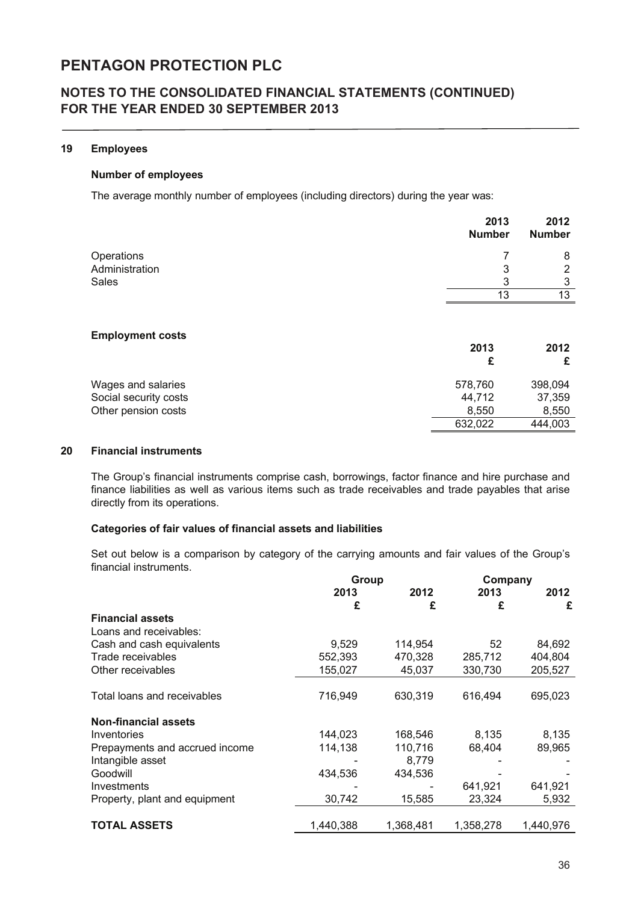# PENTAGON PROTECTION PLC

## NOTES TO THE CONSOLIDATED FINANCIAL STATEMENTS (CONTINUED) FOR THE YEAR ENDED 30 SEPTEMBER 2013

### 19 Employees

**Number of employees**

The average monthly number of employees (including directors) during the year was:

| | 2013 Number | 2012 Number |
|---|---|---|
| Operations | 7 | 8 |
| Administration | 3 | 2 |
| Sales | 3 | 3 |
| | 13 | 13 |

**Employment costs**

| | 2013 £ | 2012 £ |
|---|---|---|
| Wages and salaries | 578,760 | 398,094 |
| Social security costs | 44,712 | 37,359 |
| Other pension costs | 8,550 | 8,550 |
| | 632,022 | 444,003 |

### 20 Financial instruments

The Group's financial instruments comprise cash, borrowings, factor finance and hire purchase and finance liabilities as well as various items such as trade receivables and trade payables that arise directly from its operations.

**Categories of fair values of financial assets and liabilities**

Set out below is a comparison by category of the carrying amounts and fair values of the Group's financial instruments.

| | Group | | Company | |
|---|---|---|---|---|
| | 2013 £ | 2012 £ | 2013 £ | 2012 £ |
| **Financial assets** | | | | |
| Loans and receivables: | | | | |
| Cash and cash equivalents | 9,529 | 114,954 | 52 | 84,692 |
| Trade receivables | 552,393 | 470,328 | 285,712 | 404,804 |
| Other receivables | 155,027 | 45,037 | 330,730 | 205,527 |
| Total loans and receivables | 716,949 | 630,319 | 616,494 | 695,023 |
| **Non-financial assets** | | | | |
| Inventories | 144,023 | 168,546 | 8,135 | 8,135 |
| Prepayments and accrued income | 114,138 | 110,716 | 68,404 | 89,965 |
| Intangible asset | - | 8,779 | - | - |
| Goodwill | 434,536 | 434,536 | - | - |
| Investments | - | - | 641,921 | 641,921 |
| Property, plant and equipment | 30,742 | 15,585 | 23,324 | 5,932 |
| **TOTAL ASSETS** | 1,440,388 | 1,368,481 | 1,358,278 | 1,440,976 |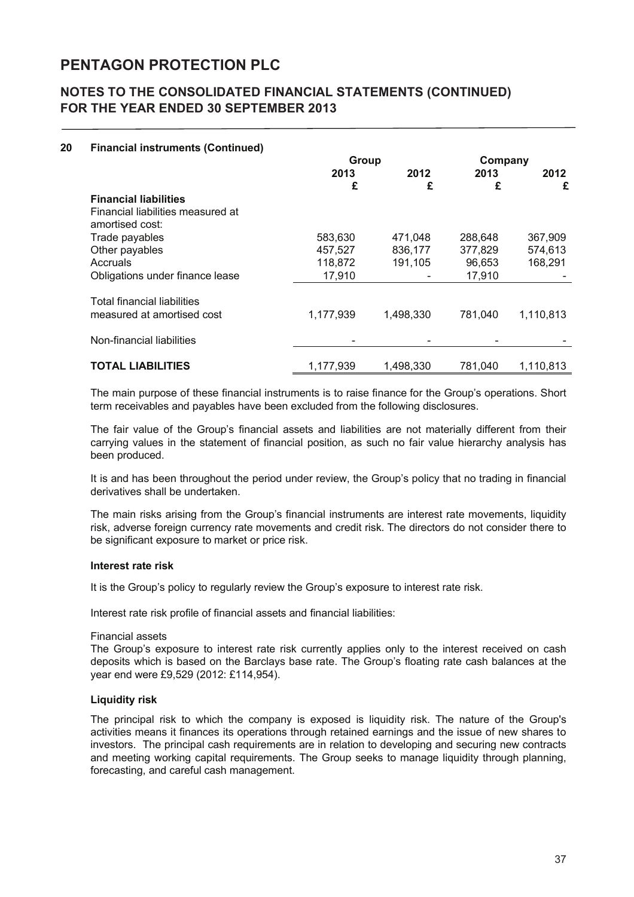# PENTAGON PROTECTION PLC

## NOTES TO THE CONSOLIDATED FINANCIAL STATEMENTS (CONTINUED) FOR THE YEAR ENDED 30 SEPTEMBER 2013

### 20 Financial instruments (Continued)

| | Group | | Company | |
|---|---|---|---|---|
| | 2013 | 2012 | 2013 | 2012 |
| | £ | £ | £ | £ |
| **Financial liabilities** | | | | |
| Financial liabilities measured at amortised cost: | | | | |
| Trade payables | 583,630 | 471,048 | 288,648 | 367,909 |
| Other payables | 457,527 | 836,177 | 377,829 | 574,613 |
| Accruals | 118,872 | 191,105 | 96,653 | 168,291 |
| Obligations under finance lease | 17,910 | - | 17,910 | - |
| Total financial liabilities measured at amortised cost | 1,177,939 | 1,498,330 | 781,040 | 1,110,813 |
| Non-financial liabilities | - | - | - | - |
| **TOTAL LIABILITIES** | 1,177,939 | 1,498,330 | 781,040 | 1,110,813 |

The main purpose of these financial instruments is to raise finance for the Group's operations. Short term receivables and payables have been excluded from the following disclosures.

The fair value of the Group's financial assets and liabilities are not materially different from their carrying values in the statement of financial position, as such no fair value hierarchy analysis has been produced.

It is and has been throughout the period under review, the Group's policy that no trading in financial derivatives shall be undertaken.

The main risks arising from the Group's financial instruments are interest rate movements, liquidity risk, adverse foreign currency rate movements and credit risk. The directors do not consider there to be significant exposure to market or price risk.

#### Interest rate risk

It is the Group's policy to regularly review the Group's exposure to interest rate risk.

Interest rate risk profile of financial assets and financial liabilities:

Financial assets

The Group's exposure to interest rate risk currently applies only to the interest received on cash deposits which is based on the Barclays base rate. The Group's floating rate cash balances at the year end were £9,529 (2012: £114,954).

#### Liquidity risk

The principal risk to which the company is exposed is liquidity risk. The nature of the Group's activities means it finances its operations through retained earnings and the issue of new shares to investors. The principal cash requirements are in relation to developing and securing new contracts and meeting working capital requirements. The Group seeks to manage liquidity through planning, forecasting, and careful cash management.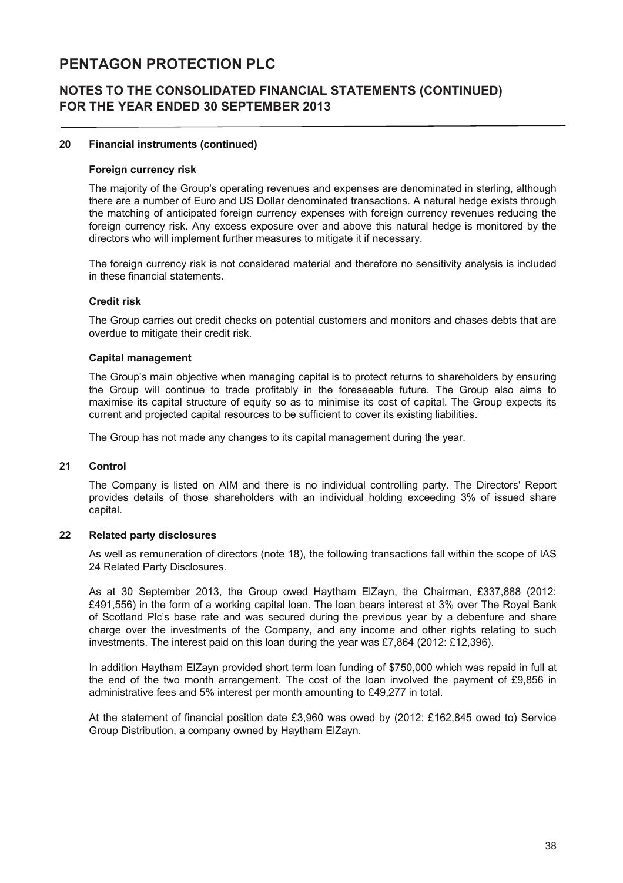# PENTAGON PROTECTION PLC

## NOTES TO THE CONSOLIDATED FINANCIAL STATEMENTS (CONTINUED) FOR THE YEAR ENDED 30 SEPTEMBER 2013

### 20 Financial instruments (continued)

**Foreign currency risk**

The majority of the Group's operating revenues and expenses are denominated in sterling, although there are a number of Euro and US Dollar denominated transactions. A natural hedge exists through the matching of anticipated foreign currency expenses with foreign currency revenues reducing the foreign currency risk. Any excess exposure over and above this natural hedge is monitored by the directors who will implement further measures to mitigate it if necessary.

The foreign currency risk is not considered material and therefore no sensitivity analysis is included in these financial statements.

**Credit risk**

The Group carries out credit checks on potential customers and monitors and chases debts that are overdue to mitigate their credit risk.

**Capital management**

The Group's main objective when managing capital is to protect returns to shareholders by ensuring the Group will continue to trade profitably in the foreseeable future. The Group also aims to maximise its capital structure of equity so as to minimise its cost of capital. The Group expects its current and projected capital resources to be sufficient to cover its existing liabilities.

The Group has not made any changes to its capital management during the year.

### 21 Control

The Company is listed on AIM and there is no individual controlling party. The Directors' Report provides details of those shareholders with an individual holding exceeding 3% of issued share capital.

### 22 Related party disclosures

As well as remuneration of directors (note 18), the following transactions fall within the scope of IAS 24 Related Party Disclosures.

As at 30 September 2013, the Group owed Haytham ElZayn, the Chairman, £337,888 (2012: £491,556) in the form of a working capital loan. The loan bears interest at 3% over The Royal Bank of Scotland Plc's base rate and was secured during the previous year by a debenture and share charge over the investments of the Company, and any income and other rights relating to such investments. The interest paid on this loan during the year was £7,864 (2012: £12,396).

In addition Haytham ElZayn provided short term loan funding of $750,000 which was repaid in full at the end of the two month arrangement. The cost of the loan involved the payment of £9,856 in administrative fees and 5% interest per month amounting to £49,277 in total.

At the statement of financial position date £3,960 was owed by (2012: £162,845 owed to) Service Group Distribution, a company owned by Haytham ElZayn.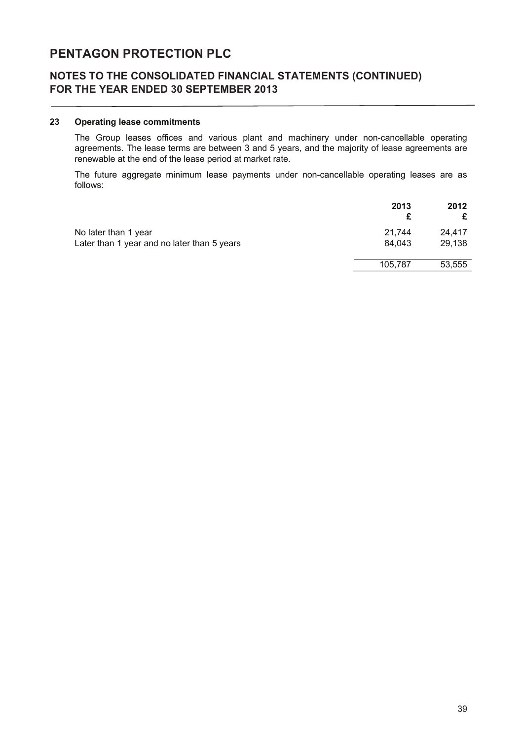# PENTAGON PROTECTION PLC

## NOTES TO THE CONSOLIDATED FINANCIAL STATEMENTS (CONTINUED) FOR THE YEAR ENDED 30 SEPTEMBER 2013

### 23 Operating lease commitments

The Group leases offices and various plant and machinery under non-cancellable operating agreements. The lease terms are between 3 and 5 years, and the majority of lease agreements are renewable at the end of the lease period at market rate.

The future aggregate minimum lease payments under non-cancellable operating leases are as follows:

| | 2013<br>£ | 2012<br>£ |
|---|---|---|
| No later than 1 year | 21,744 | 24,417 |
| Later than 1 year and no later than 5 years | 84,043 | 29,138 |
| | 105,787 | 53,555 |